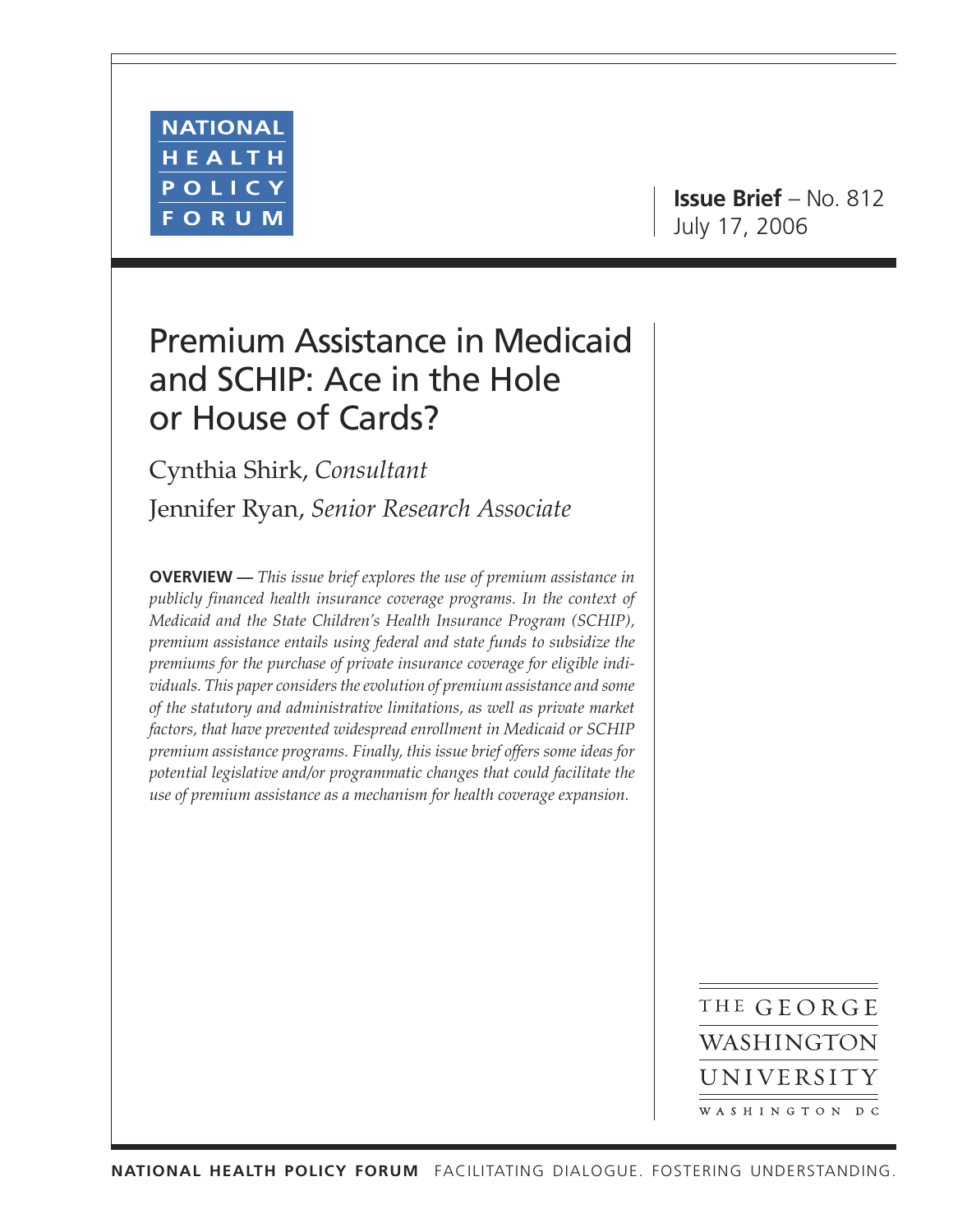NATIONAL HEALTH POLICY FORUM

**Issue Brief** – No. 812
July 17, 2006

# Premium Assistance in Medicaid and SCHIP: Ace in the Hole or House of Cards?

Cynthia Shirk, *Consultant*

Jennifer Ryan, *Senior Research Associate*

**OVERVIEW —** *This issue brief explores the use of premium assistance in publicly financed health insurance coverage programs. In the context of Medicaid and the State Children's Health Insurance Program (SCHIP), premium assistance entails using federal and state funds to subsidize the premiums for the purchase of private insurance coverage for eligible individuals. This paper considers the evolution of premium assistance and some of the statutory and administrative limitations, as well as private market factors, that have prevented widespread enrollment in Medicaid or SCHIP premium assistance programs. Finally, this issue brief offers some ideas for potential legislative and/or programmatic changes that could facilitate the use of premium assistance as a mechanism for health coverage expansion.*

THE GEORGE WASHINGTON UNIVERSITY
WASHINGTON DC

**NATIONAL HEALTH POLICY FORUM** FACILITATING DIALOGUE. FOSTERING UNDERSTANDING.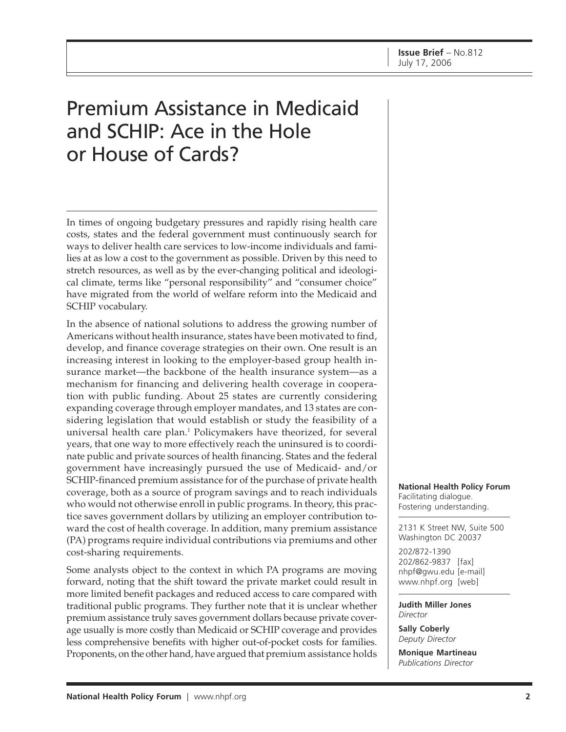Issue Brief – No.812
July 17, 2006

# Premium Assistance in Medicaid and SCHIP: Ace in the Hole or House of Cards?

In times of ongoing budgetary pressures and rapidly rising health care costs, states and the federal government must continuously search for ways to deliver health care services to low-income individuals and families at as low a cost to the government as possible. Driven by this need to stretch resources, as well as by the ever-changing political and ideological climate, terms like "personal responsibility" and "consumer choice" have migrated from the world of welfare reform into the Medicaid and SCHIP vocabulary.

In the absence of national solutions to address the growing number of Americans without health insurance, states have been motivated to find, develop, and finance coverage strategies on their own. One result is an increasing interest in looking to the employer-based group health insurance market—the backbone of the health insurance system—as a mechanism for financing and delivering health coverage in cooperation with public funding. About 25 states are currently considering expanding coverage through employer mandates, and 13 states are considering legislation that would establish or study the feasibility of a universal health care plan.[1] Policymakers have theorized, for several years, that one way to more effectively reach the uninsured is to coordinate public and private sources of health financing. States and the federal government have increasingly pursued the use of Medicaid- and/or SCHIP-financed premium assistance for of the purchase of private health coverage, both as a source of program savings and to reach individuals who would not otherwise enroll in public programs. In theory, this practice saves government dollars by utilizing an employer contribution toward the cost of health coverage. In addition, many premium assistance (PA) programs require individual contributions via premiums and other cost-sharing requirements.

Some analysts object to the context in which PA programs are moving forward, noting that the shift toward the private market could result in more limited benefit packages and reduced access to care compared with traditional public programs. They further note that it is unclear whether premium assistance truly saves government dollars because private coverage usually is more costly than Medicaid or SCHIP coverage and provides less comprehensive benefits with higher out-of-pocket costs for families. Proponents, on the other hand, have argued that premium assistance holds

**National Health Policy Forum**
Facilitating dialogue.
Fostering understanding.

2131 K Street NW, Suite 500
Washington DC 20037

202/872-1390
202/862-9837 [fax]
nhpf@gwu.edu [e-mail]
www.nhpf.org [web]

**Judith Miller Jones**
*Director*

**Sally Coberly**
*Deputy Director*

**Monique Martineau**
*Publications Director*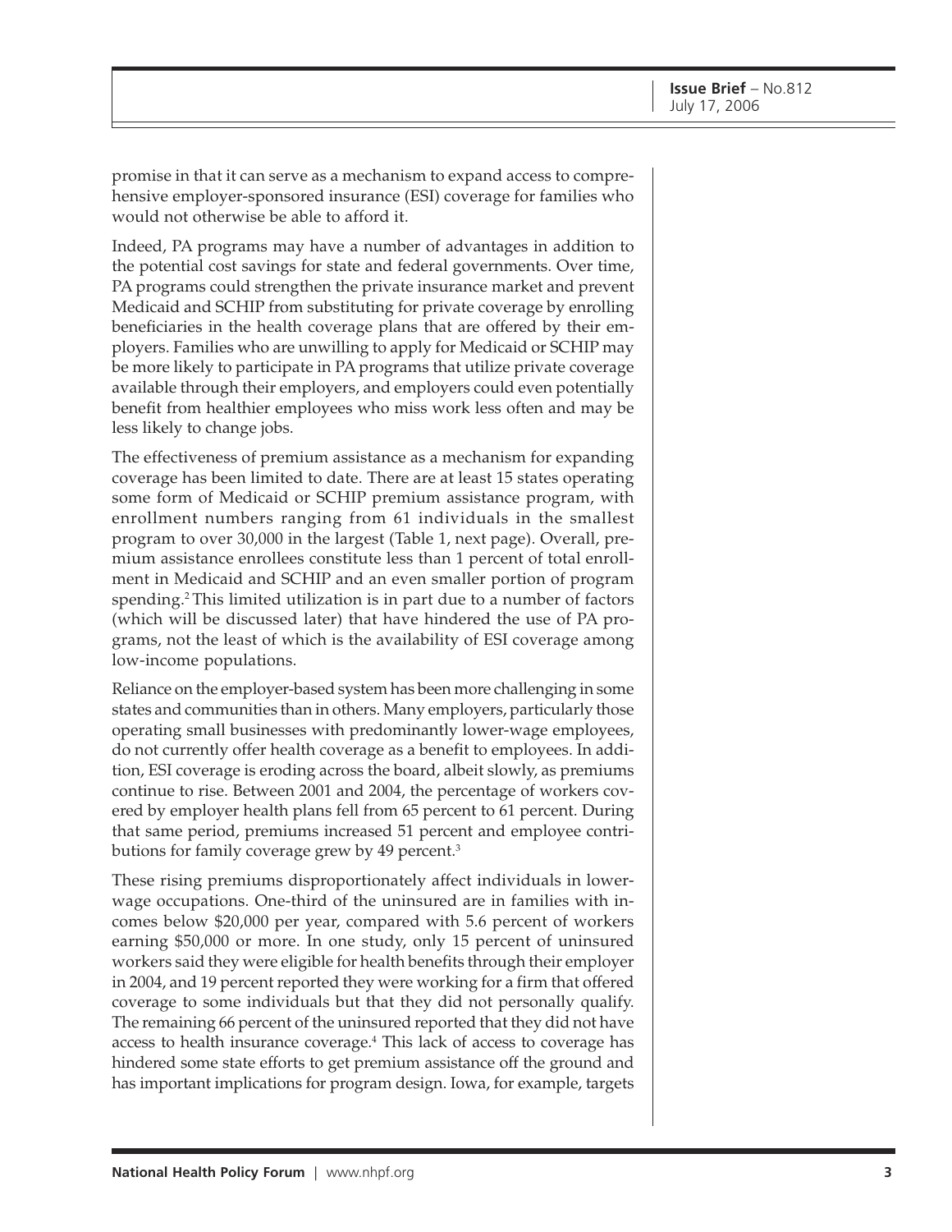promise in that it can serve as a mechanism to expand access to comprehensive employer-sponsored insurance (ESI) coverage for families who would not otherwise be able to afford it.

Indeed, PA programs may have a number of advantages in addition to the potential cost savings for state and federal governments. Over time, PA programs could strengthen the private insurance market and prevent Medicaid and SCHIP from substituting for private coverage by enrolling beneficiaries in the health coverage plans that are offered by their employers. Families who are unwilling to apply for Medicaid or SCHIP may be more likely to participate in PA programs that utilize private coverage available through their employers, and employers could even potentially benefit from healthier employees who miss work less often and may be less likely to change jobs.

The effectiveness of premium assistance as a mechanism for expanding coverage has been limited to date. There are at least 15 states operating some form of Medicaid or SCHIP premium assistance program, with enrollment numbers ranging from 61 individuals in the smallest program to over 30,000 in the largest (Table 1, next page). Overall, premium assistance enrollees constitute less than 1 percent of total enrollment in Medicaid and SCHIP and an even smaller portion of program spending.[2] This limited utilization is in part due to a number of factors (which will be discussed later) that have hindered the use of PA programs, not the least of which is the availability of ESI coverage among low-income populations.

Reliance on the employer-based system has been more challenging in some states and communities than in others. Many employers, particularly those operating small businesses with predominantly lower-wage employees, do not currently offer health coverage as a benefit to employees. In addition, ESI coverage is eroding across the board, albeit slowly, as premiums continue to rise. Between 2001 and 2004, the percentage of workers covered by employer health plans fell from 65 percent to 61 percent. During that same period, premiums increased 51 percent and employee contributions for family coverage grew by 49 percent.[3]

These rising premiums disproportionately affect individuals in lower-wage occupations. One-third of the uninsured are in families with incomes below $20,000 per year, compared with 5.6 percent of workers earning $50,000 or more. In one study, only 15 percent of uninsured workers said they were eligible for health benefits through their employer in 2004, and 19 percent reported they were working for a firm that offered coverage to some individuals but that they did not personally qualify. The remaining 66 percent of the uninsured reported that they did not have access to health insurance coverage.[4] This lack of access to coverage has hindered some state efforts to get premium assistance off the ground and has important implications for program design. Iowa, for example, targets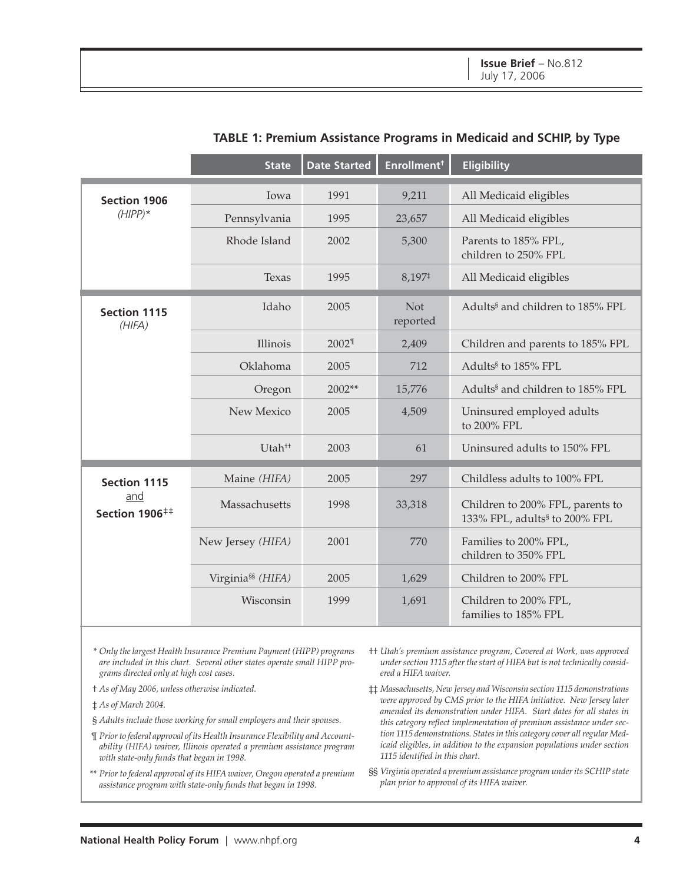### TABLE 1: Premium Assistance Programs in Medicaid and SCHIP, by Type

| | State | Date Started | Enrollment† | Eligibility |
|---|---|---|---|---|
| **Section 1906** *(HIPP)** | Iowa | 1991 | 9,211 | All Medicaid eligibles |
| | Pennsylvania | 1995 | 23,657 | All Medicaid eligibles |
| | Rhode Island | 2002 | 5,300 | Parents to 185% FPL, children to 250% FPL |
| | Texas | 1995 | 8,197‡ | All Medicaid eligibles |
| **Section 1115** *(HIFA)* | Idaho | 2005 | Not reported | Adults§ and children to 185% FPL |
| | Illinois | 2002¶ | 2,409 | Children and parents to 185% FPL |
| | Oklahoma | 2005 | 712 | Adults§ to 185% FPL |
| | Oregon | 2002** | 15,776 | Adults§ and children to 185% FPL |
| | New Mexico | 2005 | 4,509 | Uninsured employed adults to 200% FPL |
| | Utah†† | 2003 | 61 | Uninsured adults to 150% FPL |
| **Section 1115** and **Section 1906‡‡** | Maine *(HIFA)* | 2005 | 297 | Childless adults to 100% FPL |
| | Massachusetts | 1998 | 33,318 | Children to 200% FPL, parents to 133% FPL, adults§ to 200% FPL |
| | New Jersey *(HIFA)* | 2001 | 770 | Families to 200% FPL, children to 350% FPL |
| | Virginia§§ *(HIFA)* | 2005 | 1,629 | Children to 200% FPL |
| | Wisconsin | 1999 | 1,691 | Children to 200% FPL, families to 185% FPL |

*\* Only the largest Health Insurance Premium Payment (HIPP) programs are included in this chart. Several other states operate small HIPP programs directed only at high cost cases.*

*† As of May 2006, unless otherwise indicated.*

*‡ As of March 2004.*

*§ Adults include those working for small employers and their spouses.*

*¶ Prior to federal approval of its Health Insurance Flexibility and Accountability (HIFA) waiver, Illinois operated a premium assistance program with state-only funds that began in 1998.*

*\*\* Prior to federal approval of its HIFA waiver, Oregon operated a premium assistance program with state-only funds that began in 1998.*

*†† Utah's premium assistance program, Covered at Work, was approved under section 1115 after the start of HIFA but is not technically considered a HIFA waiver.*

*‡‡ Massachusetts, New Jersey and Wisconsin section 1115 demonstrations were approved by CMS prior to the HIFA initiative. New Jersey later amended its demonstration under HIFA. Start dates for all states in this category reflect implementation of premium assistance under section 1115 demonstrations. States in this category cover all regular Medicaid eligibles, in addition to the expansion populations under section 1115 identified in this chart.*

*§§ Virginia operated a premium assistance program under its SCHIP state plan prior to approval of its HIFA waiver.*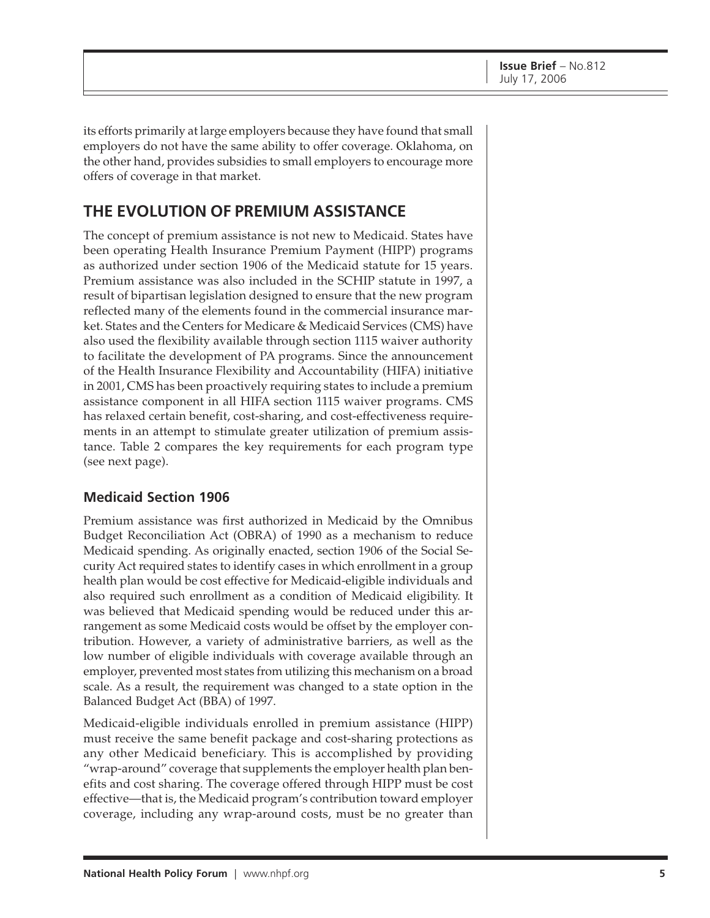its efforts primarily at large employers because they have found that small employers do not have the same ability to offer coverage. Oklahoma, on the other hand, provides subsidies to small employers to encourage more offers of coverage in that market.

## THE EVOLUTION OF PREMIUM ASSISTANCE

The concept of premium assistance is not new to Medicaid. States have been operating Health Insurance Premium Payment (HIPP) programs as authorized under section 1906 of the Medicaid statute for 15 years. Premium assistance was also included in the SCHIP statute in 1997, a result of bipartisan legislation designed to ensure that the new program reflected many of the elements found in the commercial insurance market. States and the Centers for Medicare & Medicaid Services (CMS) have also used the flexibility available through section 1115 waiver authority to facilitate the development of PA programs. Since the announcement of the Health Insurance Flexibility and Accountability (HIFA) initiative in 2001, CMS has been proactively requiring states to include a premium assistance component in all HIFA section 1115 waiver programs. CMS has relaxed certain benefit, cost-sharing, and cost-effectiveness requirements in an attempt to stimulate greater utilization of premium assistance. Table 2 compares the key requirements for each program type (see next page).

### Medicaid Section 1906

Premium assistance was first authorized in Medicaid by the Omnibus Budget Reconciliation Act (OBRA) of 1990 as a mechanism to reduce Medicaid spending. As originally enacted, section 1906 of the Social Security Act required states to identify cases in which enrollment in a group health plan would be cost effective for Medicaid-eligible individuals and also required such enrollment as a condition of Medicaid eligibility. It was believed that Medicaid spending would be reduced under this arrangement as some Medicaid costs would be offset by the employer contribution. However, a variety of administrative barriers, as well as the low number of eligible individuals with coverage available through an employer, prevented most states from utilizing this mechanism on a broad scale. As a result, the requirement was changed to a state option in the Balanced Budget Act (BBA) of 1997.

Medicaid-eligible individuals enrolled in premium assistance (HIPP) must receive the same benefit package and cost-sharing protections as any other Medicaid beneficiary. This is accomplished by providing "wrap-around" coverage that supplements the employer health plan benefits and cost sharing. The coverage offered through HIPP must be cost effective—that is, the Medicaid program's contribution toward employer coverage, including any wrap-around costs, must be no greater than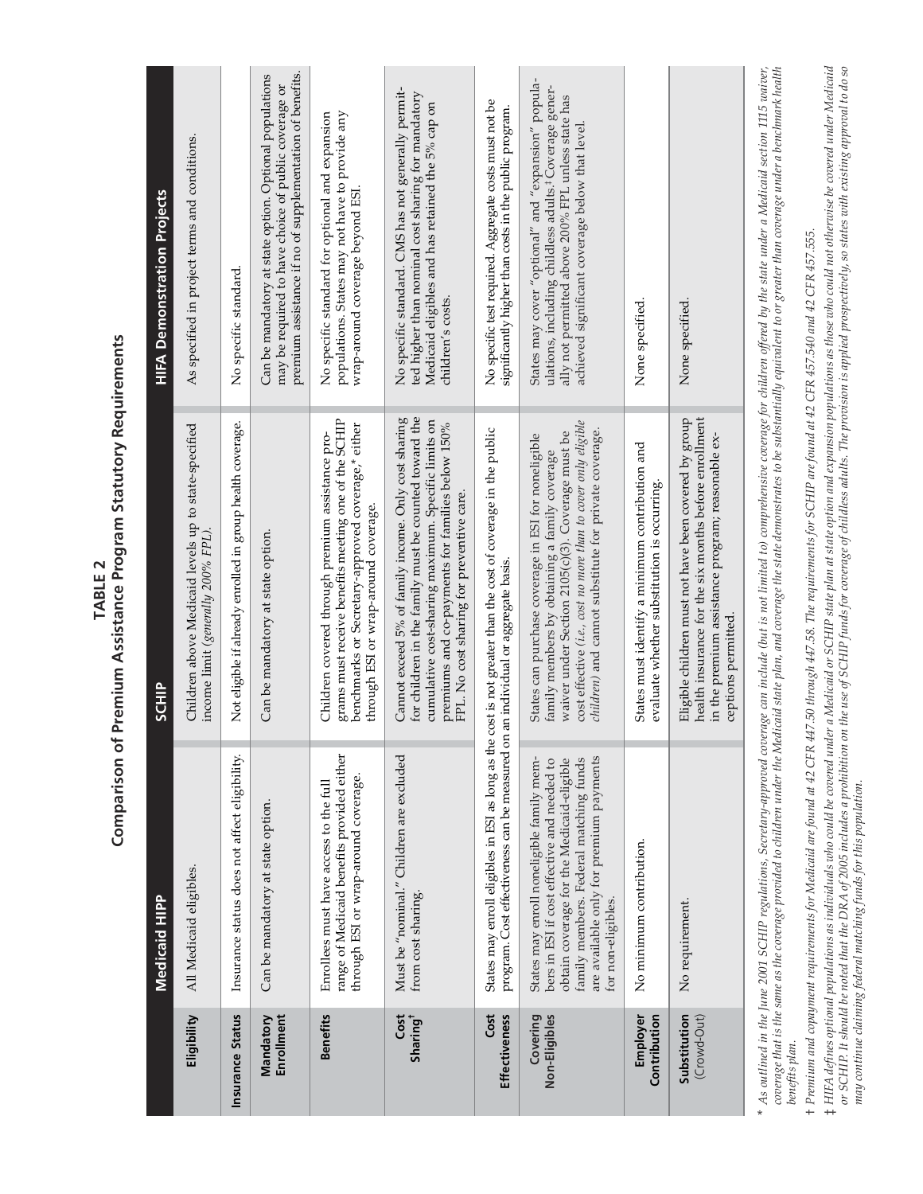**TABLE 2**
**Comparison of Premium Assistance Program Statutory Requirements**

| | Medicaid HIPP | SCHIP | HIFA Demonstration Projects |
|---|---|---|---|
| **Eligibility** | All Medicaid eligibles. | Children above Medicaid levels up to state-specified income limit (*generally 200% FPL*). | As specified in project terms and conditions. |
| **Insurance Status** | Insurance status does not affect eligibility. | Not eligible if already enrolled in group health coverage. | No specific standard. |
| **Mandatory Enrollment** | Can be mandatory at state option. | Can be mandatory at state option. | Can be mandatory at state option. Optional populations may be required to have choice of public coverage or premium assistance if no of supplementation of benefits. |
| **Benefits** | Enrollees must have access to the full range of Medicaid benefits provided either through ESI or wrap-around coverage. | Children covered through premium assistance programs must receive benefits meeting one of the SCHIP benchmarks or Secretary-approved coverage,* either through ESI or wrap-around coverage. | No specific standard for optional and expansion populations. States may not have to provide any wrap-around coverage beyond ESI. |
| **Cost Sharing†** | Must be "nominal." Children are excluded from cost sharing. | Cannot exceed 5% of family income. Only cost sharing for children in the family must be counted toward the cumulative cost-sharing maximum. Specific limits on premiums and co-payments for families below 150% FPL. No cost sharing for preventive care. | No specific standard. CMS has not generally permitted higher than nominal cost sharing for mandatory Medicaid eligibles and has retained the 5% cap on children's costs. |
| **Cost Effectiveness** | States may enroll eligibles in ESI as long as the cost is not greater than the cost of coverage in the public program. Cost effectiveness can be measured on an individual or aggregate basis. | | No specific test required. Aggregate costs must not be significantly higher than costs in the public program. |
| **Covering Non-Eligibles** | States may enroll nonelig­ible family members in ESI if cost effective and needed to obtain coverage for the Medicaid-eligible family members. Federal matching funds are available only for premium payments for non-eligibles. | States can purchase coverage in ESI for noneligible family members by obtaining a family coverage waiver under Section 2105(c)(3). Coverage must be cost effective (*i.e., cost no more than to cover only eligible children*) and cannot substitute for private coverage. | States may cover "optional" and "expansion" populations, including childless adults.‡ Coverage generally not permitted above 200% FPL unless state has achieved significant coverage below that level. |
| **Employer Contribution** | No minimum contribution. | States must identify a minimum contribution and evaluate whether substitution is occurring. | None specified. |
| **Substitution** (Crowd-Out) | No requirement. | Eligible children must not have been covered by group health insurance for the six months before enrollment in the premium assistance program; reasonable exceptions permitted. | None specified. |

*\* As outlined in the June 2001 SCHIP regulations, Secretary-approved coverage can include (but is not limited to) comprehensive coverage for children offered by the state under a Medicaid section 1115 waiver, coverage that is the same as the coverage provided to children under the Medicaid state plan, and coverage the state demonstrates to be substantially equivalent to or greater than coverage under a benchmark health benefits plan.*

*† Premium and copayment requirements for Medicaid are found at 42 CFR 447.50 through 447.58. The requirements for SCHIP are found at 42 CFR 457.540 and 42 CFR 457.555.*

*‡ HIFA defines optional populations as individuals who could be covered under a Medicaid or SCHIP state plan at state option and expansion populations as those who could not otherwise be covered under Medicaid or SCHIP. It should be noted that the DRA of 2005 includes a prohibition on the use of SCHIP funds for coverage of childless adults. The provision is applied prospectively, so states with existing approval to do so may continue claiming federal matching funds for this population.*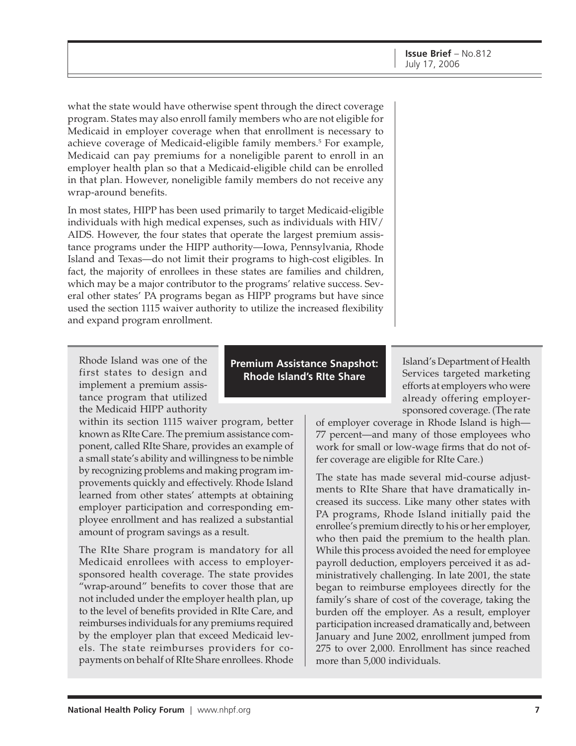what the state would have otherwise spent through the direct coverage program. States may also enroll family members who are not eligible for Medicaid in employer coverage when that enrollment is necessary to achieve coverage of Medicaid-eligible family members.[5] For example, Medicaid can pay premiums for a noneligible parent to enroll in an employer health plan so that a Medicaid-eligible child can be enrolled in that plan. However, noneligible family members do not receive any wrap-around benefits.

In most states, HIPP has been used primarily to target Medicaid-eligible individuals with high medical expenses, such as individuals with HIV/AIDS. However, the four states that operate the largest premium assistance programs under the HIPP authority—Iowa, Pennsylvania, Rhode Island and Texas—do not limit their programs to high-cost eligibles. In fact, the majority of enrollees in these states are families and children, which may be a major contributor to the programs' relative success. Several other states' PA programs began as HIPP programs but have since used the section 1115 waiver authority to utilize the increased flexibility and expand program enrollment.

## Premium Assistance Snapshot: Rhode Island's RIte Share

Rhode Island was one of the first states to design and implement a premium assistance program that utilized the Medicaid HIPP authority within its section 1115 waiver program, better known as RIte Care. The premium assistance component, called RIte Share, provides an example of a small state's ability and willingness to be nimble by recognizing problems and making program improvements quickly and effectively. Rhode Island learned from other states' attempts at obtaining employer participation and corresponding employee enrollment and has realized a substantial amount of program savings as a result.

The RIte Share program is mandatory for all Medicaid enrollees with access to employer-sponsored health coverage. The state provides "wrap-around" benefits to cover those that are not included under the employer health plan, up to the level of benefits provided in RIte Care, and reimburses individuals for any premiums required by the employer plan that exceed Medicaid levels. The state reimburses providers for copayments on behalf of RIte Share enrollees. Rhode Island's Department of Health Services targeted marketing efforts at employers who were already offering employer-sponsored coverage. (The rate of employer coverage in Rhode Island is high—77 percent—and many of those employees who work for small or low-wage firms that do not offer coverage are eligible for RIte Care.)

The state has made several mid-course adjustments to RIte Share that have dramatically increased its success. Like many other states with PA programs, Rhode Island initially paid the enrollee's premium directly to his or her employer, who then paid the premium to the health plan. While this process avoided the need for employee payroll deduction, employers perceived it as administratively challenging. In late 2001, the state began to reimburse employees directly for the family's share of cost of the coverage, taking the burden off the employer. As a result, employer participation increased dramatically and, between January and June 2002, enrollment jumped from 275 to over 2,000. Enrollment has since reached more than 5,000 individuals.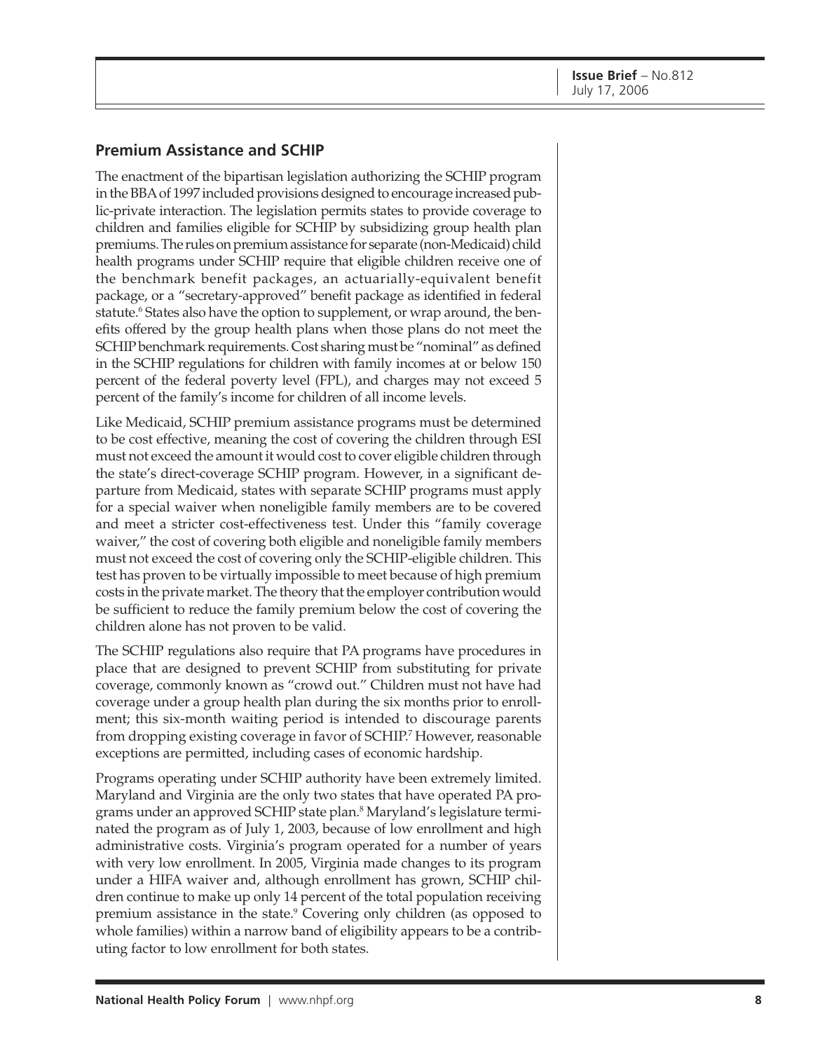## Premium Assistance and SCHIP

The enactment of the bipartisan legislation authorizing the SCHIP program in the BBA of 1997 included provisions designed to encourage increased public-private interaction. The legislation permits states to provide coverage to children and families eligible for SCHIP by subsidizing group health plan premiums. The rules on premium assistance for separate (non-Medicaid) child health programs under SCHIP require that eligible children receive one of the benchmark benefit packages, an actuarially-equivalent benefit package, or a "secretary-approved" benefit package as identified in federal statute.[6] States also have the option to supplement, or wrap around, the benefits offered by the group health plans when those plans do not meet the SCHIP benchmark requirements. Cost sharing must be "nominal" as defined in the SCHIP regulations for children with family incomes at or below 150 percent of the federal poverty level (FPL), and charges may not exceed 5 percent of the family's income for children of all income levels.

Like Medicaid, SCHIP premium assistance programs must be determined to be cost effective, meaning the cost of covering the children through ESI must not exceed the amount it would cost to cover eligible children through the state's direct-coverage SCHIP program. However, in a significant departure from Medicaid, states with separate SCHIP programs must apply for a special waiver when noneligible family members are to be covered and meet a stricter cost-effectiveness test. Under this "family coverage waiver," the cost of covering both eligible and noneligible family members must not exceed the cost of covering only the SCHIP-eligible children. This test has proven to be virtually impossible to meet because of high premium costs in the private market. The theory that the employer contribution would be sufficient to reduce the family premium below the cost of covering the children alone has not proven to be valid.

The SCHIP regulations also require that PA programs have procedures in place that are designed to prevent SCHIP from substituting for private coverage, commonly known as "crowd out." Children must not have had coverage under a group health plan during the six months prior to enrollment; this six-month waiting period is intended to discourage parents from dropping existing coverage in favor of SCHIP.[7] However, reasonable exceptions are permitted, including cases of economic hardship.

Programs operating under SCHIP authority have been extremely limited. Maryland and Virginia are the only two states that have operated PA programs under an approved SCHIP state plan.[8] Maryland's legislature terminated the program as of July 1, 2003, because of low enrollment and high administrative costs. Virginia's program operated for a number of years with very low enrollment. In 2005, Virginia made changes to its program under a HIFA waiver and, although enrollment has grown, SCHIP children continue to make up only 14 percent of the total population receiving premium assistance in the state.[9] Covering only children (as opposed to whole families) within a narrow band of eligibility appears to be a contributing factor to low enrollment for both states.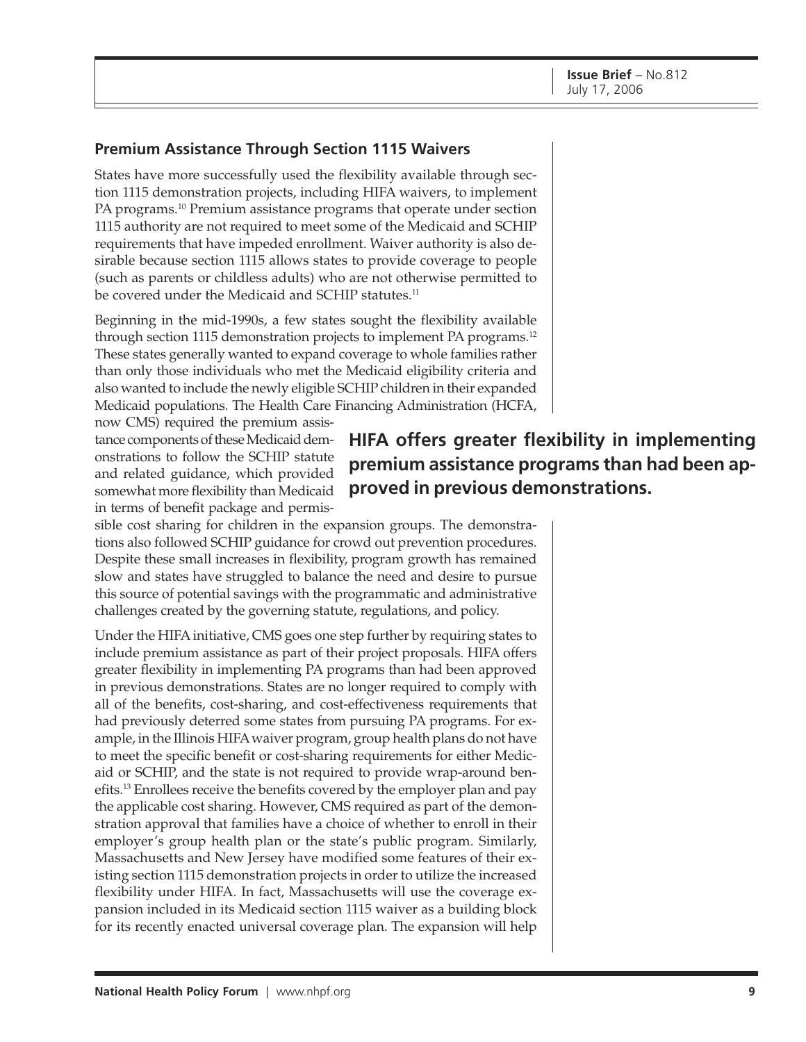## Premium Assistance Through Section 1115 Waivers

States have more successfully used the flexibility available through section 1115 demonstration projects, including HIFA waivers, to implement PA programs.[10] Premium assistance programs that operate under section 1115 authority are not required to meet some of the Medicaid and SCHIP requirements that have impeded enrollment. Waiver authority is also desirable because section 1115 allows states to provide coverage to people (such as parents or childless adults) who are not otherwise permitted to be covered under the Medicaid and SCHIP statutes.[11]

Beginning in the mid-1990s, a few states sought the flexibility available through section 1115 demonstration projects to implement PA programs.[12] These states generally wanted to expand coverage to whole families rather than only those individuals who met the Medicaid eligibility criteria and also wanted to include the newly eligible SCHIP children in their expanded Medicaid populations. The Health Care Financing Administration (HCFA, now CMS) required the premium assistance components of these Medicaid demonstrations to follow the SCHIP statute and related guidance, which provided somewhat more flexibility than Medicaid in terms of benefit package and permissible cost sharing for children in the expansion groups. The demonstrations also followed SCHIP guidance for crowd out prevention procedures. Despite these small increases in flexibility, program growth has remained slow and states have struggled to balance the need and desire to pursue this source of potential savings with the programmatic and administrative challenges created by the governing statute, regulations, and policy.

**HIFA offers greater flexibility in implementing premium assistance programs than had been approved in previous demonstrations.**

Under the HIFA initiative, CMS goes one step further by requiring states to include premium assistance as part of their project proposals. HIFA offers greater flexibility in implementing PA programs than had been approved in previous demonstrations. States are no longer required to comply with all of the benefits, cost-sharing, and cost-effectiveness requirements that had previously deterred some states from pursuing PA programs. For example, in the Illinois HIFA waiver program, group health plans do not have to meet the specific benefit or cost-sharing requirements for either Medicaid or SCHIP, and the state is not required to provide wrap-around benefits.[13] Enrollees receive the benefits covered by the employer plan and pay the applicable cost sharing. However, CMS required as part of the demonstration approval that families have a choice of whether to enroll in their employer's group health plan or the state's public program. Similarly, Massachusetts and New Jersey have modified some features of their existing section 1115 demonstration projects in order to utilize the increased flexibility under HIFA. In fact, Massachusetts will use the coverage expansion included in its Medicaid section 1115 waiver as a building block for its recently enacted universal coverage plan. The expansion will help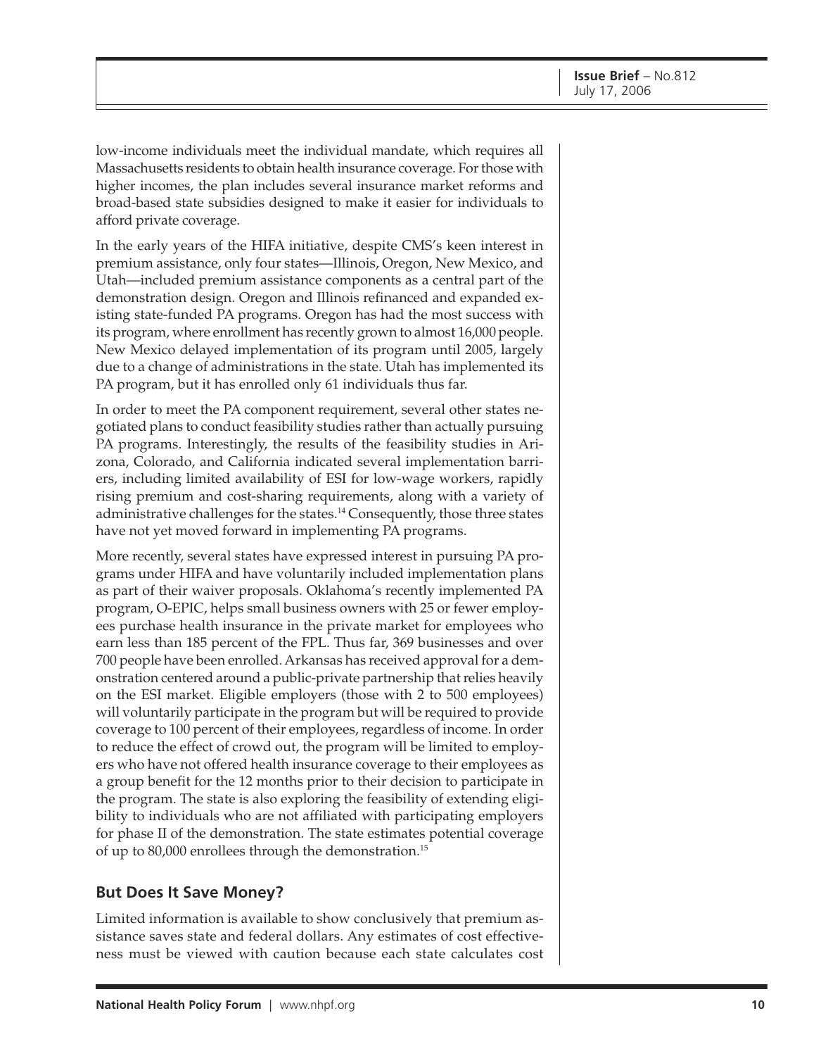low-income individuals meet the individual mandate, which requires all Massachusetts residents to obtain health insurance coverage. For those with higher incomes, the plan includes several insurance market reforms and broad-based state subsidies designed to make it easier for individuals to afford private coverage.

In the early years of the HIFA initiative, despite CMS's keen interest in premium assistance, only four states—Illinois, Oregon, New Mexico, and Utah—included premium assistance components as a central part of the demonstration design. Oregon and Illinois refinanced and expanded existing state-funded PA programs. Oregon has had the most success with its program, where enrollment has recently grown to almost 16,000 people. New Mexico delayed implementation of its program until 2005, largely due to a change of administrations in the state. Utah has implemented its PA program, but it has enrolled only 61 individuals thus far.

In order to meet the PA component requirement, several other states negotiated plans to conduct feasibility studies rather than actually pursuing PA programs. Interestingly, the results of the feasibility studies in Arizona, Colorado, and California indicated several implementation barriers, including limited availability of ESI for low-wage workers, rapidly rising premium and cost-sharing requirements, along with a variety of administrative challenges for the states.[14] Consequently, those three states have not yet moved forward in implementing PA programs.

More recently, several states have expressed interest in pursuing PA programs under HIFA and have voluntarily included implementation plans as part of their waiver proposals. Oklahoma's recently implemented PA program, O-EPIC, helps small business owners with 25 or fewer employees purchase health insurance in the private market for employees who earn less than 185 percent of the FPL. Thus far, 369 businesses and over 700 people have been enrolled. Arkansas has received approval for a demonstration centered around a public-private partnership that relies heavily on the ESI market. Eligible employers (those with 2 to 500 employees) will voluntarily participate in the program but will be required to provide coverage to 100 percent of their employees, regardless of income. In order to reduce the effect of crowd out, the program will be limited to employers who have not offered health insurance coverage to their employees as a group benefit for the 12 months prior to their decision to participate in the program. The state is also exploring the feasibility of extending eligibility to individuals who are not affiliated with participating employers for phase II of the demonstration. The state estimates potential coverage of up to 80,000 enrollees through the demonstration.[15]

## But Does It Save Money?

Limited information is available to show conclusively that premium assistance saves state and federal dollars. Any estimates of cost effectiveness must be viewed with caution because each state calculates cost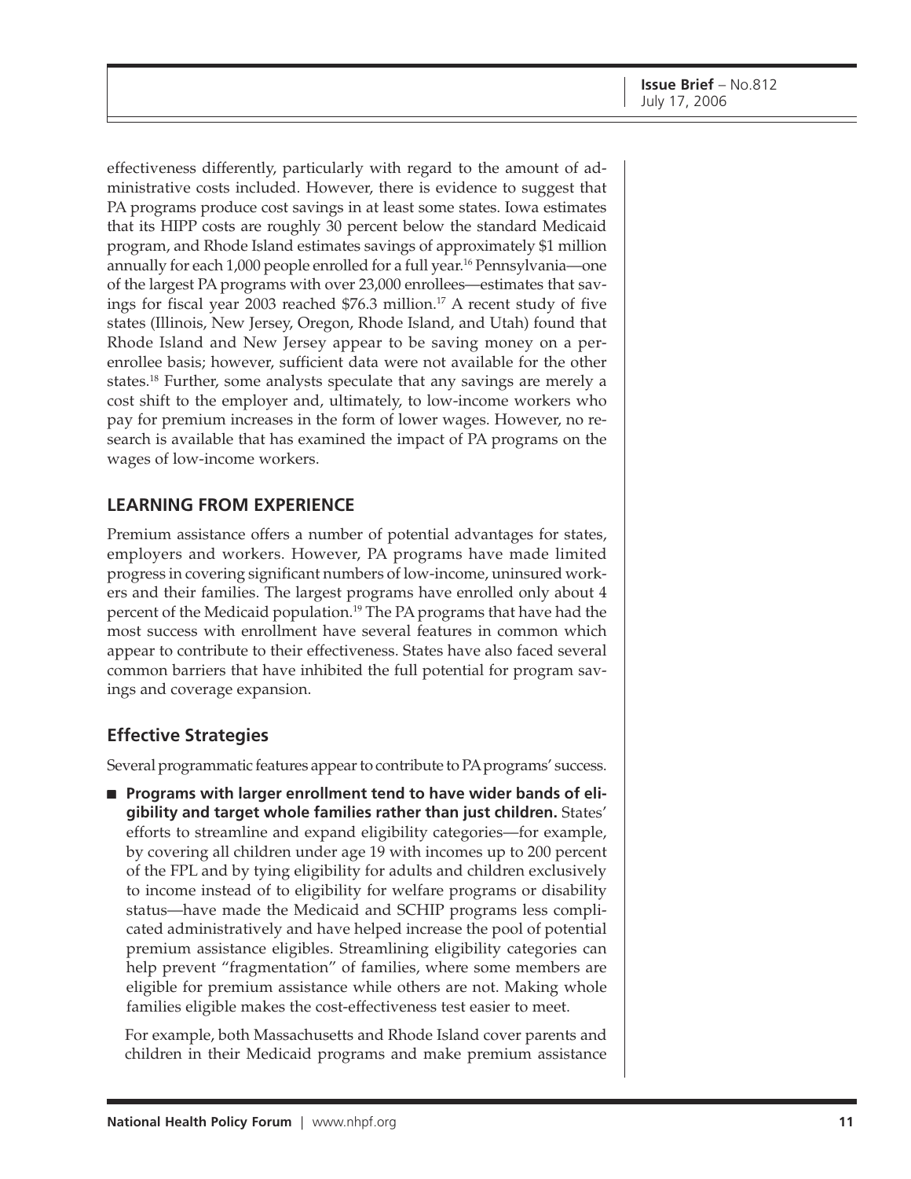effectiveness differently, particularly with regard to the amount of administrative costs included. However, there is evidence to suggest that PA programs produce cost savings in at least some states. Iowa estimates that its HIPP costs are roughly 30 percent below the standard Medicaid program, and Rhode Island estimates savings of approximately $1 million annually for each 1,000 people enrolled for a full year.[16] Pennsylvania—one of the largest PA programs with over 23,000 enrollees—estimates that savings for fiscal year 2003 reached $76.3 million.[17] A recent study of five states (Illinois, New Jersey, Oregon, Rhode Island, and Utah) found that Rhode Island and New Jersey appear to be saving money on a per-enrollee basis; however, sufficient data were not available for the other states.[18] Further, some analysts speculate that any savings are merely a cost shift to the employer and, ultimately, to low-income workers who pay for premium increases in the form of lower wages. However, no research is available that has examined the impact of PA programs on the wages of low-income workers.

## LEARNING FROM EXPERIENCE

Premium assistance offers a number of potential advantages for states, employers and workers. However, PA programs have made limited progress in covering significant numbers of low-income, uninsured workers and their families. The largest programs have enrolled only about 4 percent of the Medicaid population.[19] The PA programs that have had the most success with enrollment have several features in common which appear to contribute to their effectiveness. States have also faced several common barriers that have inhibited the full potential for program savings and coverage expansion.

### Effective Strategies

Several programmatic features appear to contribute to PA programs' success.

- **Programs with larger enrollment tend to have wider bands of eligibility and target whole families rather than just children.** States' efforts to streamline and expand eligibility categories—for example, by covering all children under age 19 with incomes up to 200 percent of the FPL and by tying eligibility for adults and children exclusively to income instead of to eligibility for welfare programs or disability status—have made the Medicaid and SCHIP programs less complicated administratively and have helped increase the pool of potential premium assistance eligibles. Streamlining eligibility categories can help prevent "fragmentation" of families, where some members are eligible for premium assistance while others are not. Making whole families eligible makes the cost-effectiveness test easier to meet.

  For example, both Massachusetts and Rhode Island cover parents and children in their Medicaid programs and make premium assistance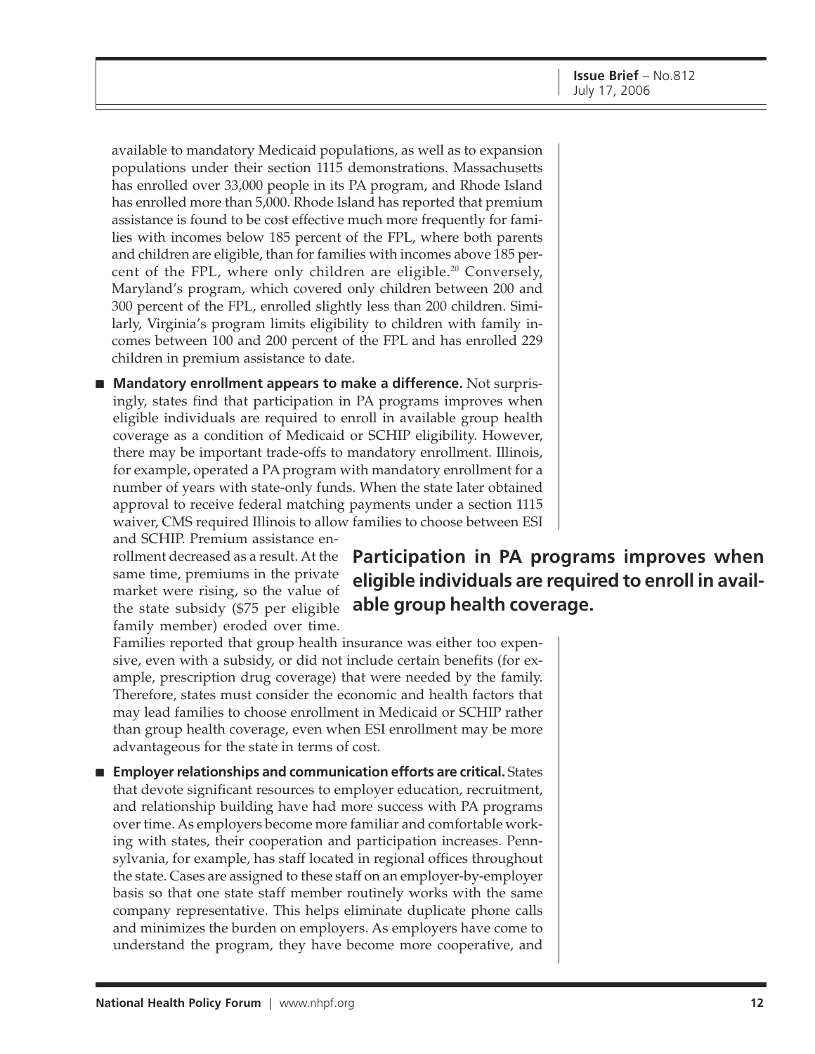available to mandatory Medicaid populations, as well as to expansion populations under their section 1115 demonstrations. Massachusetts has enrolled over 33,000 people in its PA program, and Rhode Island has enrolled more than 5,000. Rhode Island has reported that premium assistance is found to be cost effective much more frequently for families with incomes below 185 percent of the FPL, where both parents and children are eligible, than for families with incomes above 185 percent of the FPL, where only children are eligible.[20] Conversely, Maryland's program, which covered only children between 200 and 300 percent of the FPL, enrolled slightly less than 200 children. Similarly, Virginia's program limits eligibility to children with family incomes between 100 and 200 percent of the FPL and has enrolled 229 children in premium assistance to date.

- **Mandatory enrollment appears to make a difference.** Not surprisingly, states find that participation in PA programs improves when eligible individuals are required to enroll in available group health coverage as a condition of Medicaid or SCHIP eligibility. However, there may be important trade-offs to mandatory enrollment. Illinois, for example, operated a PA program with mandatory enrollment for a number of years with state-only funds. When the state later obtained approval to receive federal matching payments under a section 1115 waiver, CMS required Illinois to allow families to choose between ESI and SCHIP. Premium assistance enrollment decreased as a result. At the same time, premiums in the private market were rising, so the value of the state subsidy ($75 per eligible family member) eroded over time. Families reported that group health insurance was either too expensive, even with a subsidy, or did not include certain benefits (for example, prescription drug coverage) that were needed by the family. Therefore, states must consider the economic and health factors that may lead families to choose enrollment in Medicaid or SCHIP rather than group health coverage, even when ESI enrollment may be more advantageous for the state in terms of cost.

**Participation in PA programs improves when eligible individuals are required to enroll in available group health coverage.**

- **Employer relationships and communication efforts are critical.** States that devote significant resources to employer education, recruitment, and relationship building have had more success with PA programs over time. As employers become more familiar and comfortable working with states, their cooperation and participation increases. Pennsylvania, for example, has staff located in regional offices throughout the state. Cases are assigned to these staff on an employer-by-employer basis so that one state staff member routinely works with the same company representative. This helps eliminate duplicate phone calls and minimizes the burden on employers. As employers have come to understand the program, they have become more cooperative, and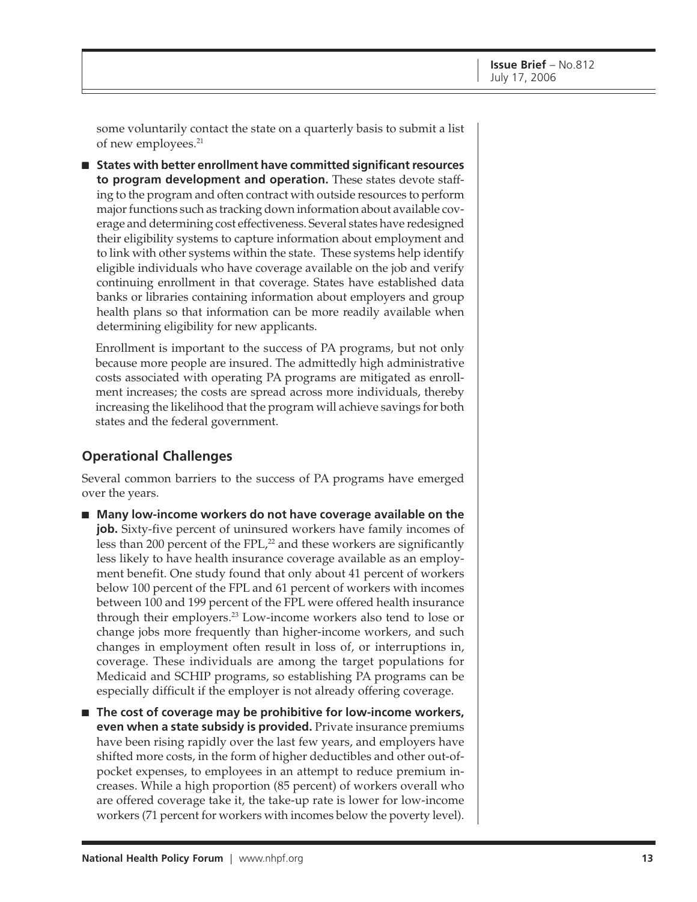some voluntarily contact the state on a quarterly basis to submit a list of new employees.[21]

- **States with better enrollment have committed significant resources to program development and operation.** These states devote staffing to the program and often contract with outside resources to perform major functions such as tracking down information about available coverage and determining cost effectiveness. Several states have redesigned their eligibility systems to capture information about employment and to link with other systems within the state. These systems help identify eligible individuals who have coverage available on the job and verify continuing enrollment in that coverage. States have established data banks or libraries containing information about employers and group health plans so that information can be more readily available when determining eligibility for new applicants.

Enrollment is important to the success of PA programs, but not only because more people are insured. The admittedly high administrative costs associated with operating PA programs are mitigated as enrollment increases; the costs are spread across more individuals, thereby increasing the likelihood that the program will achieve savings for both states and the federal government.

## Operational Challenges

Several common barriers to the success of PA programs have emerged over the years.

- **Many low-income workers do not have coverage available on the job.** Sixty-five percent of uninsured workers have family incomes of less than 200 percent of the FPL,[22] and these workers are significantly less likely to have health insurance coverage available as an employment benefit. One study found that only about 41 percent of workers below 100 percent of the FPL and 61 percent of workers with incomes between 100 and 199 percent of the FPL were offered health insurance through their employers.[23] Low-income workers also tend to lose or change jobs more frequently than higher-income workers, and such changes in employment often result in loss of, or interruptions in, coverage. These individuals are among the target populations for Medicaid and SCHIP programs, so establishing PA programs can be especially difficult if the employer is not already offering coverage.

- **The cost of coverage may be prohibitive for low-income workers, even when a state subsidy is provided.** Private insurance premiums have been rising rapidly over the last few years, and employers have shifted more costs, in the form of higher deductibles and other out-of-pocket expenses, to employees in an attempt to reduce premium increases. While a high proportion (85 percent) of workers overall who are offered coverage take it, the take-up rate is lower for low-income workers (71 percent for workers with incomes below the poverty level).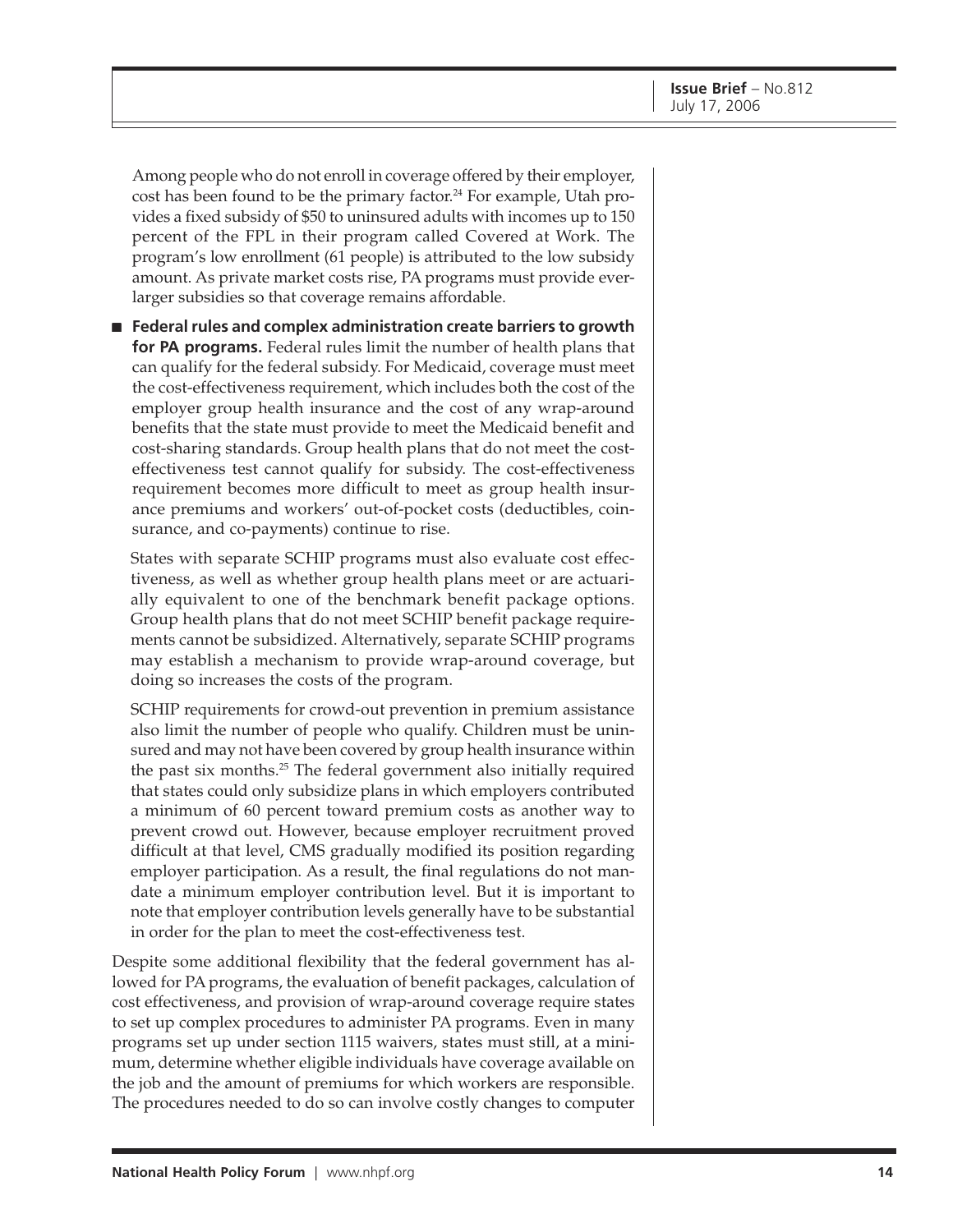Among people who do not enroll in coverage offered by their employer, cost has been found to be the primary factor.[24] For example, Utah provides a fixed subsidy of $50 to uninsured adults with incomes up to 150 percent of the FPL in their program called Covered at Work. The program's low enrollment (61 people) is attributed to the low subsidy amount. As private market costs rise, PA programs must provide ever-larger subsidies so that coverage remains affordable.

- **Federal rules and complex administration create barriers to growth for PA programs.** Federal rules limit the number of health plans that can qualify for the federal subsidy. For Medicaid, coverage must meet the cost-effectiveness requirement, which includes both the cost of the employer group health insurance and the cost of any wrap-around benefits that the state must provide to meet the Medicaid benefit and cost-sharing standards. Group health plans that do not meet the cost-effectiveness test cannot qualify for subsidy. The cost-effectiveness requirement becomes more difficult to meet as group health insurance premiums and workers' out-of-pocket costs (deductibles, coinsurance, and co-payments) continue to rise.

  States with separate SCHIP programs must also evaluate cost effectiveness, as well as whether group health plans meet or are actuarially equivalent to one of the benchmark benefit package options. Group health plans that do not meet SCHIP benefit package requirements cannot be subsidized. Alternatively, separate SCHIP programs may establish a mechanism to provide wrap-around coverage, but doing so increases the costs of the program.

  SCHIP requirements for crowd-out prevention in premium assistance also limit the number of people who qualify. Children must be uninsured and may not have been covered by group health insurance within the past six months.[25] The federal government also initially required that states could only subsidize plans in which employers contributed a minimum of 60 percent toward premium costs as another way to prevent crowd out. However, because employer recruitment proved difficult at that level, CMS gradually modified its position regarding employer participation. As a result, the final regulations do not mandate a minimum employer contribution level. But it is important to note that employer contribution levels generally have to be substantial in order for the plan to meet the cost-effectiveness test.

Despite some additional flexibility that the federal government has allowed for PA programs, the evaluation of benefit packages, calculation of cost effectiveness, and provision of wrap-around coverage require states to set up complex procedures to administer PA programs. Even in many programs set up under section 1115 waivers, states must still, at a minimum, determine whether eligible individuals have coverage available on the job and the amount of premiums for which workers are responsible. The procedures needed to do so can involve costly changes to computer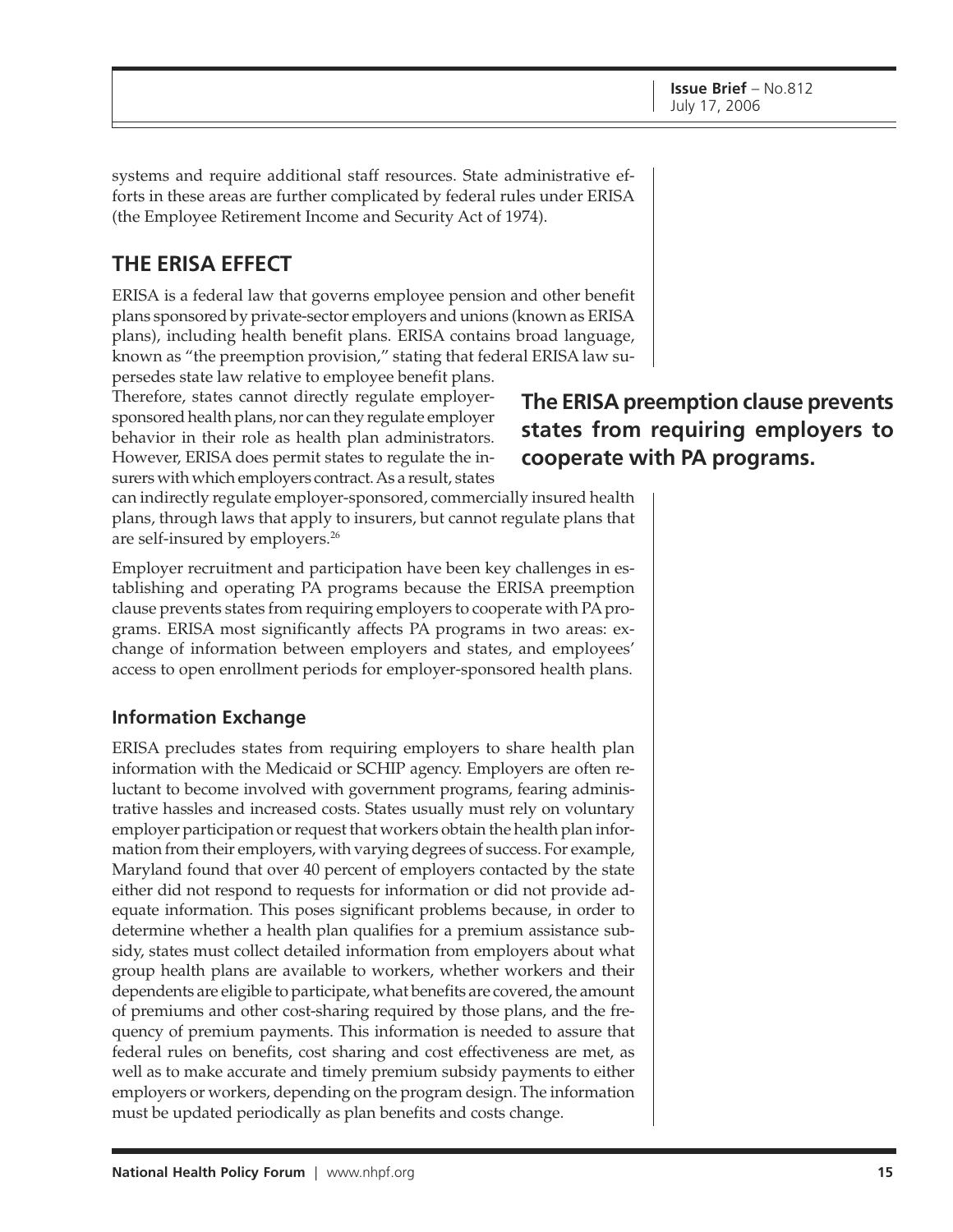systems and require additional staff resources. State administrative efforts in these areas are further complicated by federal rules under ERISA (the Employee Retirement Income and Security Act of 1974).

## THE ERISA EFFECT

ERISA is a federal law that governs employee pension and other benefit plans sponsored by private-sector employers and unions (known as ERISA plans), including health benefit plans. ERISA contains broad language, known as "the preemption provision," stating that federal ERISA law supersedes state law relative to employee benefit plans. Therefore, states cannot directly regulate employer-sponsored health plans, nor can they regulate employer behavior in their role as health plan administrators. However, ERISA does permit states to regulate the insurers with which employers contract. As a result, states can indirectly regulate employer-sponsored, commercially insured health plans, through laws that apply to insurers, but cannot regulate plans that are self-insured by employers.[26]

**The ERISA preemption clause prevents states from requiring employers to cooperate with PA programs.**

Employer recruitment and participation have been key challenges in establishing and operating PA programs because the ERISA preemption clause prevents states from requiring employers to cooperate with PA programs. ERISA most significantly affects PA programs in two areas: exchange of information between employers and states, and employees' access to open enrollment periods for employer-sponsored health plans.

### Information Exchange

ERISA precludes states from requiring employers to share health plan information with the Medicaid or SCHIP agency. Employers are often reluctant to become involved with government programs, fearing administrative hassles and increased costs. States usually must rely on voluntary employer participation or request that workers obtain the health plan information from their employers, with varying degrees of success. For example, Maryland found that over 40 percent of employers contacted by the state either did not respond to requests for information or did not provide adequate information. This poses significant problems because, in order to determine whether a health plan qualifies for a premium assistance subsidy, states must collect detailed information from employers about what group health plans are available to workers, whether workers and their dependents are eligible to participate, what benefits are covered, the amount of premiums and other cost-sharing required by those plans, and the frequency of premium payments. This information is needed to assure that federal rules on benefits, cost sharing and cost effectiveness are met, as well as to make accurate and timely premium subsidy payments to either employers or workers, depending on the program design. The information must be updated periodically as plan benefits and costs change.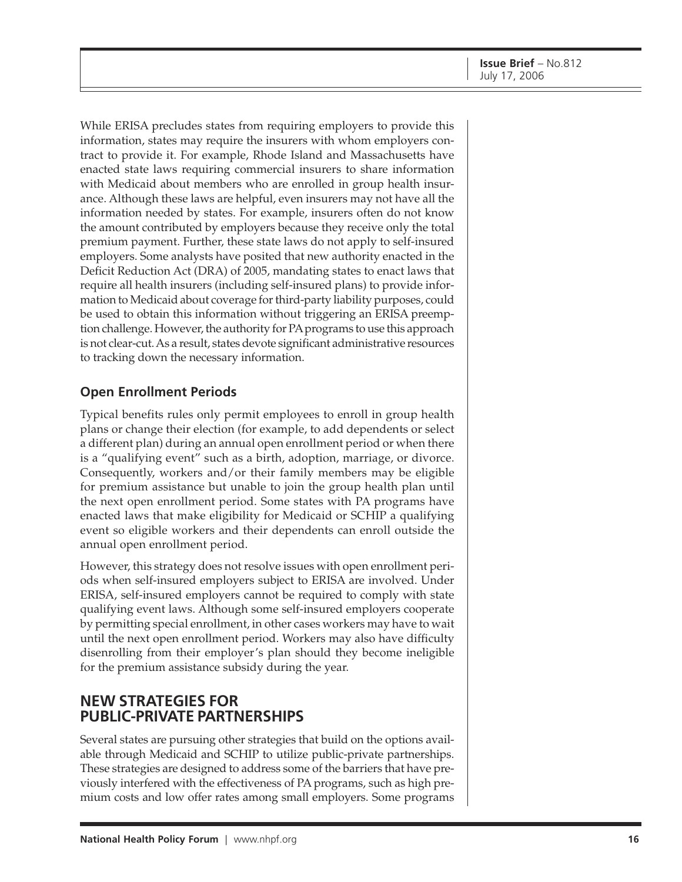While ERISA precludes states from requiring employers to provide this information, states may require the insurers with whom employers contract to provide it. For example, Rhode Island and Massachusetts have enacted state laws requiring commercial insurers to share information with Medicaid about members who are enrolled in group health insurance. Although these laws are helpful, even insurers may not have all the information needed by states. For example, insurers often do not know the amount contributed by employers because they receive only the total premium payment. Further, these state laws do not apply to self-insured employers. Some analysts have posited that new authority enacted in the Deficit Reduction Act (DRA) of 2005, mandating states to enact laws that require all health insurers (including self-insured plans) to provide information to Medicaid about coverage for third-party liability purposes, could be used to obtain this information without triggering an ERISA preemption challenge. However, the authority for PA programs to use this approach is not clear-cut. As a result, states devote significant administrative resources to tracking down the necessary information.

### Open Enrollment Periods

Typical benefits rules only permit employees to enroll in group health plans or change their election (for example, to add dependents or select a different plan) during an annual open enrollment period or when there is a "qualifying event" such as a birth, adoption, marriage, or divorce. Consequently, workers and/or their family members may be eligible for premium assistance but unable to join the group health plan until the next open enrollment period. Some states with PA programs have enacted laws that make eligibility for Medicaid or SCHIP a qualifying event so eligible workers and their dependents can enroll outside the annual open enrollment period.

However, this strategy does not resolve issues with open enrollment periods when self-insured employers subject to ERISA are involved. Under ERISA, self-insured employers cannot be required to comply with state qualifying event laws. Although some self-insured employers cooperate by permitting special enrollment, in other cases workers may have to wait until the next open enrollment period. Workers may also have difficulty disenrolling from their employer's plan should they become ineligible for the premium assistance subsidy during the year.

## NEW STRATEGIES FOR PUBLIC-PRIVATE PARTNERSHIPS

Several states are pursuing other strategies that build on the options available through Medicaid and SCHIP to utilize public-private partnerships. These strategies are designed to address some of the barriers that have previously interfered with the effectiveness of PA programs, such as high premium costs and low offer rates among small employers. Some programs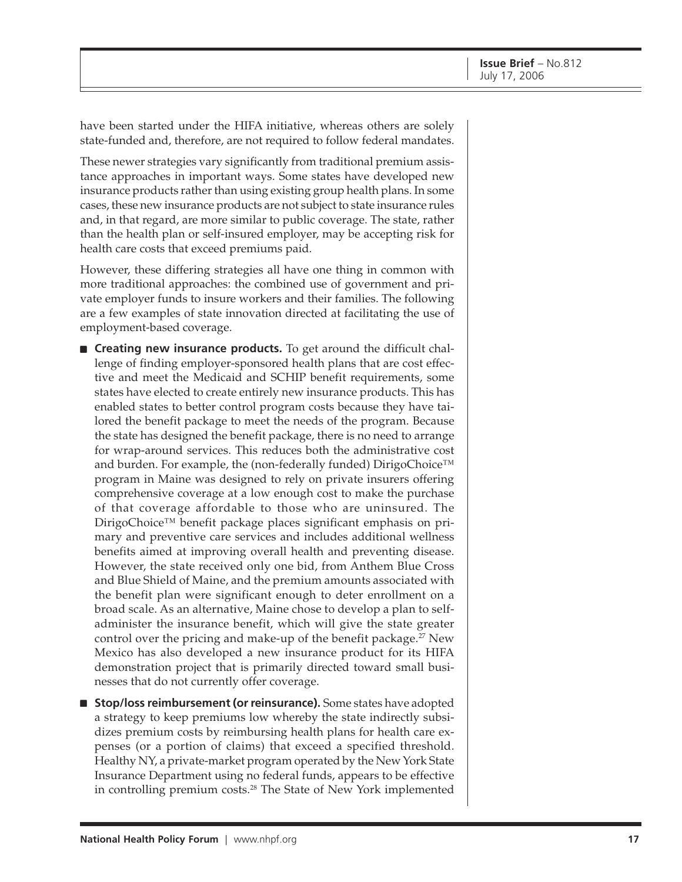have been started under the HIFA initiative, whereas others are solely state-funded and, therefore, are not required to follow federal mandates.

These newer strategies vary significantly from traditional premium assistance approaches in important ways. Some states have developed new insurance products rather than using existing group health plans. In some cases, these new insurance products are not subject to state insurance rules and, in that regard, are more similar to public coverage. The state, rather than the health plan or self-insured employer, may be accepting risk for health care costs that exceed premiums paid.

However, these differing strategies all have one thing in common with more traditional approaches: the combined use of government and private employer funds to insure workers and their families. The following are a few examples of state innovation directed at facilitating the use of employment-based coverage.

- **Creating new insurance products.** To get around the difficult challenge of finding employer-sponsored health plans that are cost effective and meet the Medicaid and SCHIP benefit requirements, some states have elected to create entirely new insurance products. This has enabled states to better control program costs because they have tailored the benefit package to meet the needs of the program. Because the state has designed the benefit package, there is no need to arrange for wrap-around services. This reduces both the administrative cost and burden. For example, the (non-federally funded) DirigoChoice™ program in Maine was designed to rely on private insurers offering comprehensive coverage at a low enough cost to make the purchase of that coverage affordable to those who are uninsured. The DirigoChoice™ benefit package places significant emphasis on primary and preventive care services and includes additional wellness benefits aimed at improving overall health and preventing disease. However, the state received only one bid, from Anthem Blue Cross and Blue Shield of Maine, and the premium amounts associated with the benefit plan were significant enough to deter enrollment on a broad scale. As an alternative, Maine chose to develop a plan to self-administer the insurance benefit, which will give the state greater control over the pricing and make-up of the benefit package.[27] New Mexico has also developed a new insurance product for its HIFA demonstration project that is primarily directed toward small businesses that do not currently offer coverage.
- **Stop/loss reimbursement (or reinsurance).** Some states have adopted a strategy to keep premiums low whereby the state indirectly subsidizes premium costs by reimbursing health plans for health care expenses (or a portion of claims) that exceed a specified threshold. Healthy NY, a private-market program operated by the New York State Insurance Department using no federal funds, appears to be effective in controlling premium costs.[28] The State of New York implemented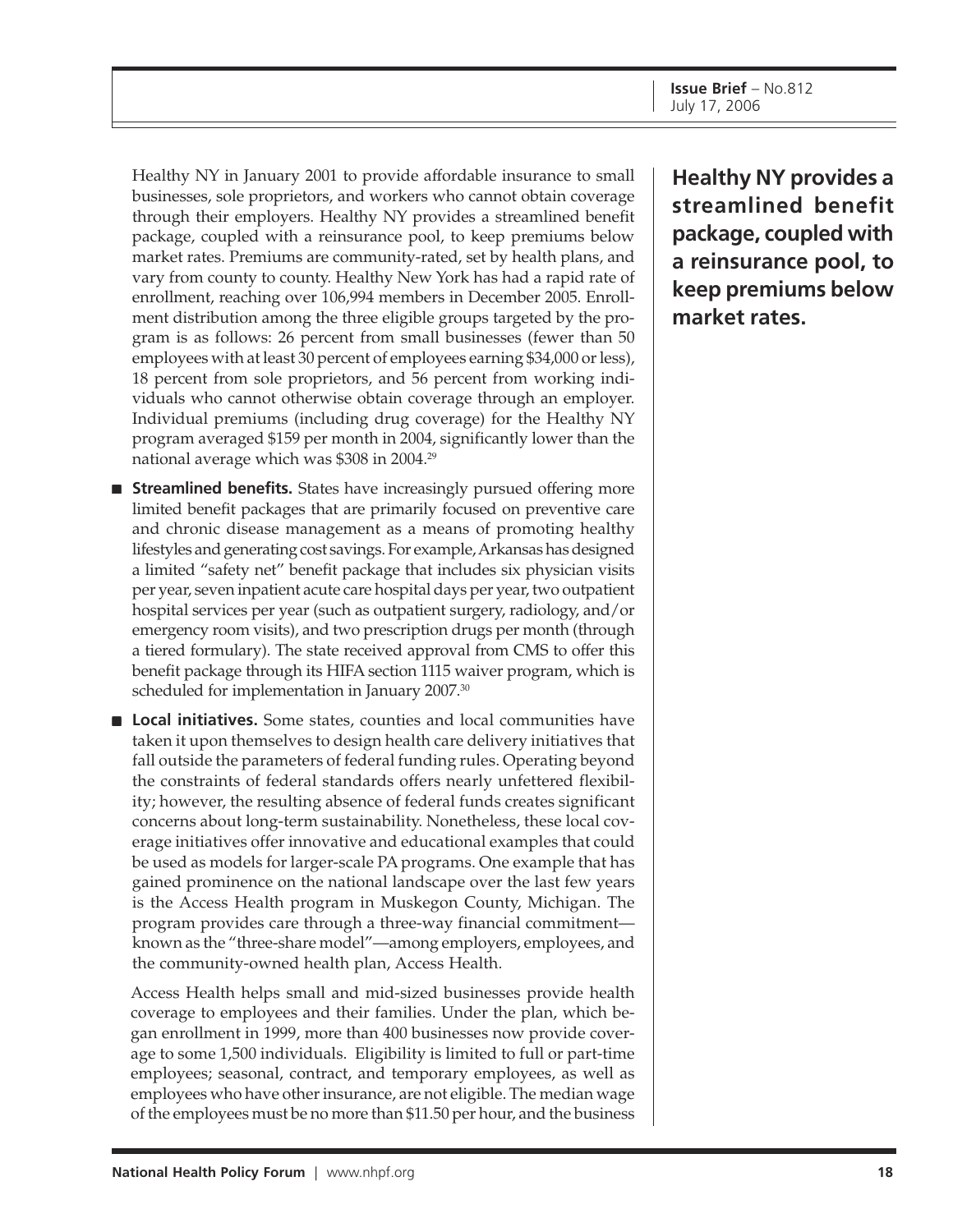Healthy NY in January 2001 to provide affordable insurance to small businesses, sole proprietors, and workers who cannot obtain coverage through their employers. Healthy NY provides a streamlined benefit package, coupled with a reinsurance pool, to keep premiums below market rates. Premiums are community-rated, set by health plans, and vary from county to county. Healthy New York has had a rapid rate of enrollment, reaching over 106,994 members in December 2005. Enrollment distribution among the three eligible groups targeted by the program is as follows: 26 percent from small businesses (fewer than 50 employees with at least 30 percent of employees earning $34,000 or less), 18 percent from sole proprietors, and 56 percent from working individuals who cannot otherwise obtain coverage through an employer. Individual premiums (including drug coverage) for the Healthy NY program averaged $159 per month in 2004, significantly lower than the national average which was $308 in 2004.[29]

**Healthy NY provides a streamlined benefit package, coupled with a reinsurance pool, to keep premiums below market rates.**

- **Streamlined benefits.** States have increasingly pursued offering more limited benefit packages that are primarily focused on preventive care and chronic disease management as a means of promoting healthy lifestyles and generating cost savings. For example, Arkansas has designed a limited "safety net" benefit package that includes six physician visits per year, seven inpatient acute care hospital days per year, two outpatient hospital services per year (such as outpatient surgery, radiology, and/or emergency room visits), and two prescription drugs per month (through a tiered formulary). The state received approval from CMS to offer this benefit package through its HIFA section 1115 waiver program, which is scheduled for implementation in January 2007.[30]

- **Local initiatives.** Some states, counties and local communities have taken it upon themselves to design health care delivery initiatives that fall outside the parameters of federal funding rules. Operating beyond the constraints of federal standards offers nearly unfettered flexibility; however, the resulting absence of federal funds creates significant concerns about long-term sustainability. Nonetheless, these local coverage initiatives offer innovative and educational examples that could be used as models for larger-scale PA programs. One example that has gained prominence on the national landscape over the last few years is the Access Health program in Muskegon County, Michigan. The program provides care through a three-way financial commitment—known as the "three-share model"—among employers, employees, and the community-owned health plan, Access Health.

  Access Health helps small and mid-sized businesses provide health coverage to employees and their families. Under the plan, which began enrollment in 1999, more than 400 businesses now provide coverage to some 1,500 individuals. Eligibility is limited to full or part-time employees; seasonal, contract, and temporary employees, as well as employees who have other insurance, are not eligible. The median wage of the employees must be no more than $11.50 per hour, and the business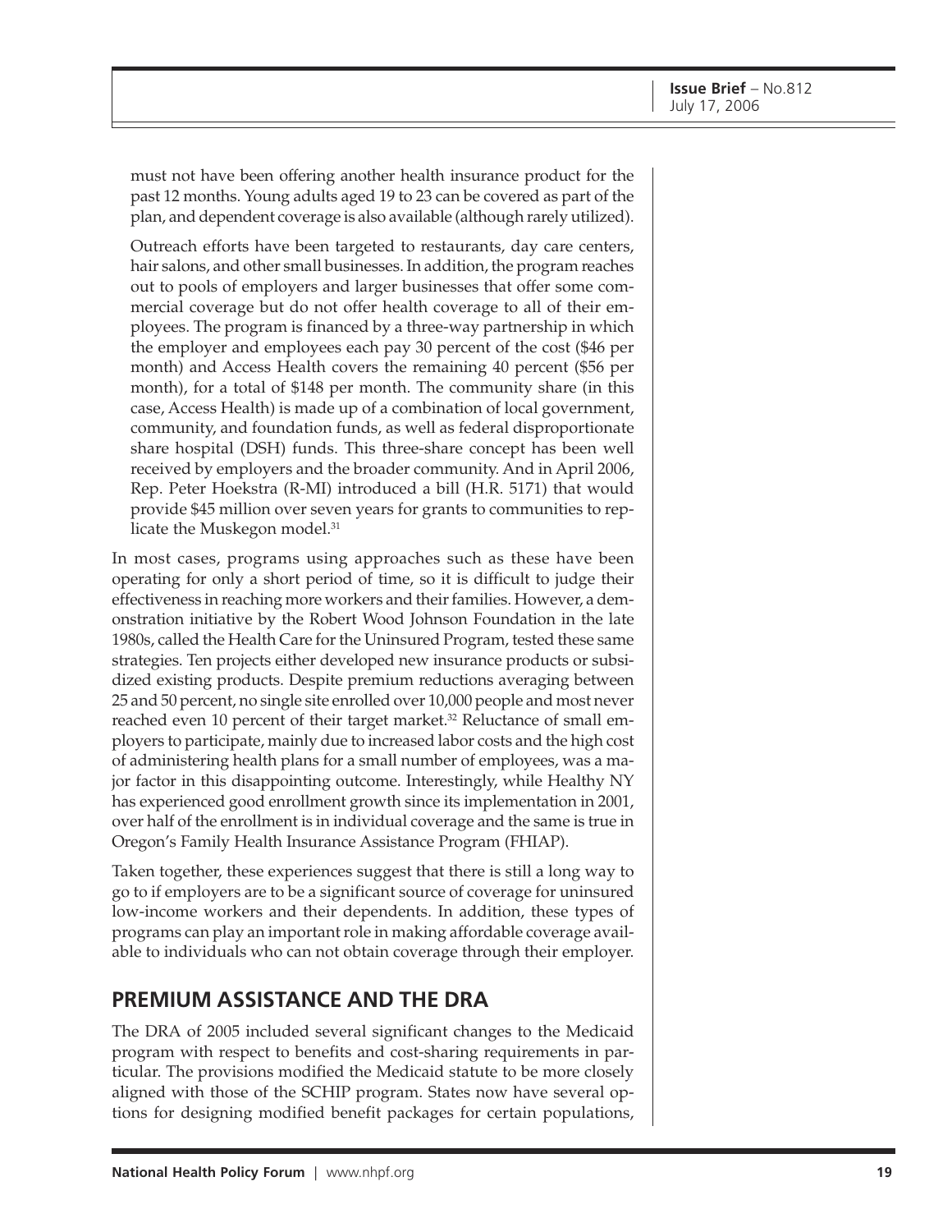must not have been offering another health insurance product for the past 12 months. Young adults aged 19 to 23 can be covered as part of the plan, and dependent coverage is also available (although rarely utilized).

Outreach efforts have been targeted to restaurants, day care centers, hair salons, and other small businesses. In addition, the program reaches out to pools of employers and larger businesses that offer some commercial coverage but do not offer health coverage to all of their employees. The program is financed by a three-way partnership in which the employer and employees each pay 30 percent of the cost ($46 per month) and Access Health covers the remaining 40 percent ($56 per month), for a total of $148 per month. The community share (in this case, Access Health) is made up of a combination of local government, community, and foundation funds, as well as federal disproportionate share hospital (DSH) funds. This three-share concept has been well received by employers and the broader community. And in April 2006, Rep. Peter Hoekstra (R-MI) introduced a bill (H.R. 5171) that would provide $45 million over seven years for grants to communities to replicate the Muskegon model.[31]

In most cases, programs using approaches such as these have been operating for only a short period of time, so it is difficult to judge their effectiveness in reaching more workers and their families. However, a demonstration initiative by the Robert Wood Johnson Foundation in the late 1980s, called the Health Care for the Uninsured Program, tested these same strategies. Ten projects either developed new insurance products or subsidized existing products. Despite premium reductions averaging between 25 and 50 percent, no single site enrolled over 10,000 people and most never reached even 10 percent of their target market.[32] Reluctance of small employers to participate, mainly due to increased labor costs and the high cost of administering health plans for a small number of employees, was a major factor in this disappointing outcome. Interestingly, while Healthy NY has experienced good enrollment growth since its implementation in 2001, over half of the enrollment is in individual coverage and the same is true in Oregon's Family Health Insurance Assistance Program (FHIAP).

Taken together, these experiences suggest that there is still a long way to go to if employers are to be a significant source of coverage for uninsured low-income workers and their dependents. In addition, these types of programs can play an important role in making affordable coverage available to individuals who can not obtain coverage through their employer.

## PREMIUM ASSISTANCE AND THE DRA

The DRA of 2005 included several significant changes to the Medicaid program with respect to benefits and cost-sharing requirements in particular. The provisions modified the Medicaid statute to be more closely aligned with those of the SCHIP program. States now have several options for designing modified benefit packages for certain populations,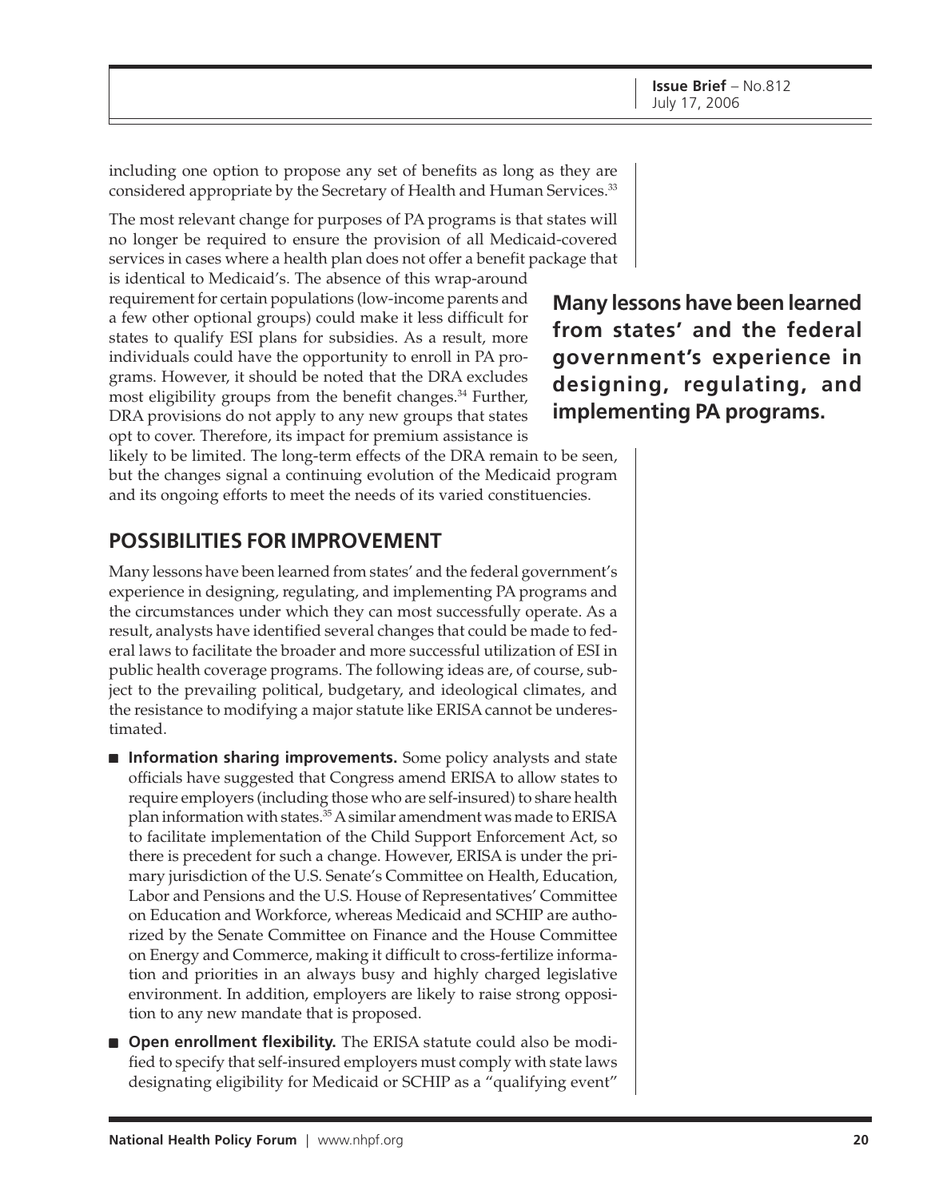including one option to propose any set of benefits as long as they are considered appropriate by the Secretary of Health and Human Services.[33]

The most relevant change for purposes of PA programs is that states will no longer be required to ensure the provision of all Medicaid-covered services in cases where a health plan does not offer a benefit package that is identical to Medicaid's. The absence of this wrap-around requirement for certain populations (low-income parents and a few other optional groups) could make it less difficult for states to qualify ESI plans for subsidies. As a result, more individuals could have the opportunity to enroll in PA programs. However, it should be noted that the DRA excludes most eligibility groups from the benefit changes.[34] Further, DRA provisions do not apply to any new groups that states opt to cover. Therefore, its impact for premium assistance is likely to be limited. The long-term effects of the DRA remain to be seen, but the changes signal a continuing evolution of the Medicaid program and its ongoing efforts to meet the needs of its varied constituencies.

**Many lessons have been learned from states' and the federal government's experience in designing, regulating, and implementing PA programs.**

## POSSIBILITIES FOR IMPROVEMENT

Many lessons have been learned from states' and the federal government's experience in designing, regulating, and implementing PA programs and the circumstances under which they can most successfully operate. As a result, analysts have identified several changes that could be made to federal laws to facilitate the broader and more successful utilization of ESI in public health coverage programs. The following ideas are, of course, subject to the prevailing political, budgetary, and ideological climates, and the resistance to modifying a major statute like ERISA cannot be underestimated.

- **Information sharing improvements.** Some policy analysts and state officials have suggested that Congress amend ERISA to allow states to require employers (including those who are self-insured) to share health plan information with states.[35] A similar amendment was made to ERISA to facilitate implementation of the Child Support Enforcement Act, so there is precedent for such a change. However, ERISA is under the primary jurisdiction of the U.S. Senate's Committee on Health, Education, Labor and Pensions and the U.S. House of Representatives' Committee on Education and Workforce, whereas Medicaid and SCHIP are authorized by the Senate Committee on Finance and the House Committee on Energy and Commerce, making it difficult to cross-fertilize information and priorities in an always busy and highly charged legislative environment. In addition, employers are likely to raise strong opposition to any new mandate that is proposed.
- **Open enrollment flexibility.** The ERISA statute could also be modified to specify that self-insured employers must comply with state laws designating eligibility for Medicaid or SCHIP as a "qualifying event"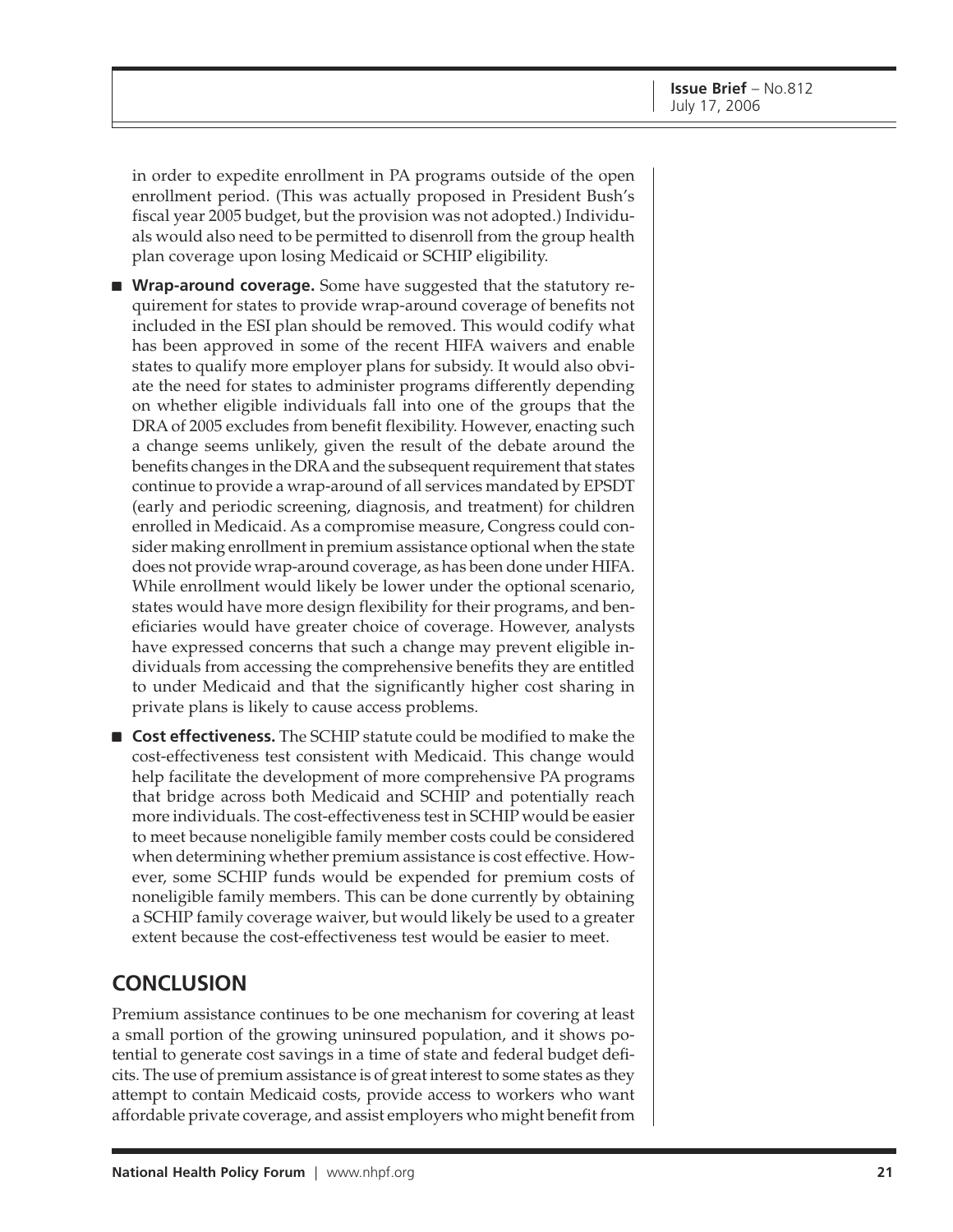in order to expedite enrollment in PA programs outside of the open enrollment period. (This was actually proposed in President Bush's fiscal year 2005 budget, but the provision was not adopted.) Individuals would also need to be permitted to disenroll from the group health plan coverage upon losing Medicaid or SCHIP eligibility.

- **Wrap-around coverage.** Some have suggested that the statutory requirement for states to provide wrap-around coverage of benefits not included in the ESI plan should be removed. This would codify what has been approved in some of the recent HIFA waivers and enable states to qualify more employer plans for subsidy. It would also obviate the need for states to administer programs differently depending on whether eligible individuals fall into one of the groups that the DRA of 2005 excludes from benefit flexibility. However, enacting such a change seems unlikely, given the result of the debate around the benefits changes in the DRA and the subsequent requirement that states continue to provide a wrap-around of all services mandated by EPSDT (early and periodic screening, diagnosis, and treatment) for children enrolled in Medicaid. As a compromise measure, Congress could consider making enrollment in premium assistance optional when the state does not provide wrap-around coverage, as has been done under HIFA. While enrollment would likely be lower under the optional scenario, states would have more design flexibility for their programs, and beneficiaries would have greater choice of coverage. However, analysts have expressed concerns that such a change may prevent eligible individuals from accessing the comprehensive benefits they are entitled to under Medicaid and that the significantly higher cost sharing in private plans is likely to cause access problems.
- **Cost effectiveness.** The SCHIP statute could be modified to make the cost-effectiveness test consistent with Medicaid. This change would help facilitate the development of more comprehensive PA programs that bridge across both Medicaid and SCHIP and potentially reach more individuals. The cost-effectiveness test in SCHIP would be easier to meet because noneligible family member costs could be considered when determining whether premium assistance is cost effective. However, some SCHIP funds would be expended for premium costs of noneligible family members. This can be done currently by obtaining a SCHIP family coverage waiver, but would likely be used to a greater extent because the cost-effectiveness test would be easier to meet.

## CONCLUSION

Premium assistance continues to be one mechanism for covering at least a small portion of the growing uninsured population, and it shows potential to generate cost savings in a time of state and federal budget deficits. The use of premium assistance is of great interest to some states as they attempt to contain Medicaid costs, provide access to workers who want affordable private coverage, and assist employers who might benefit from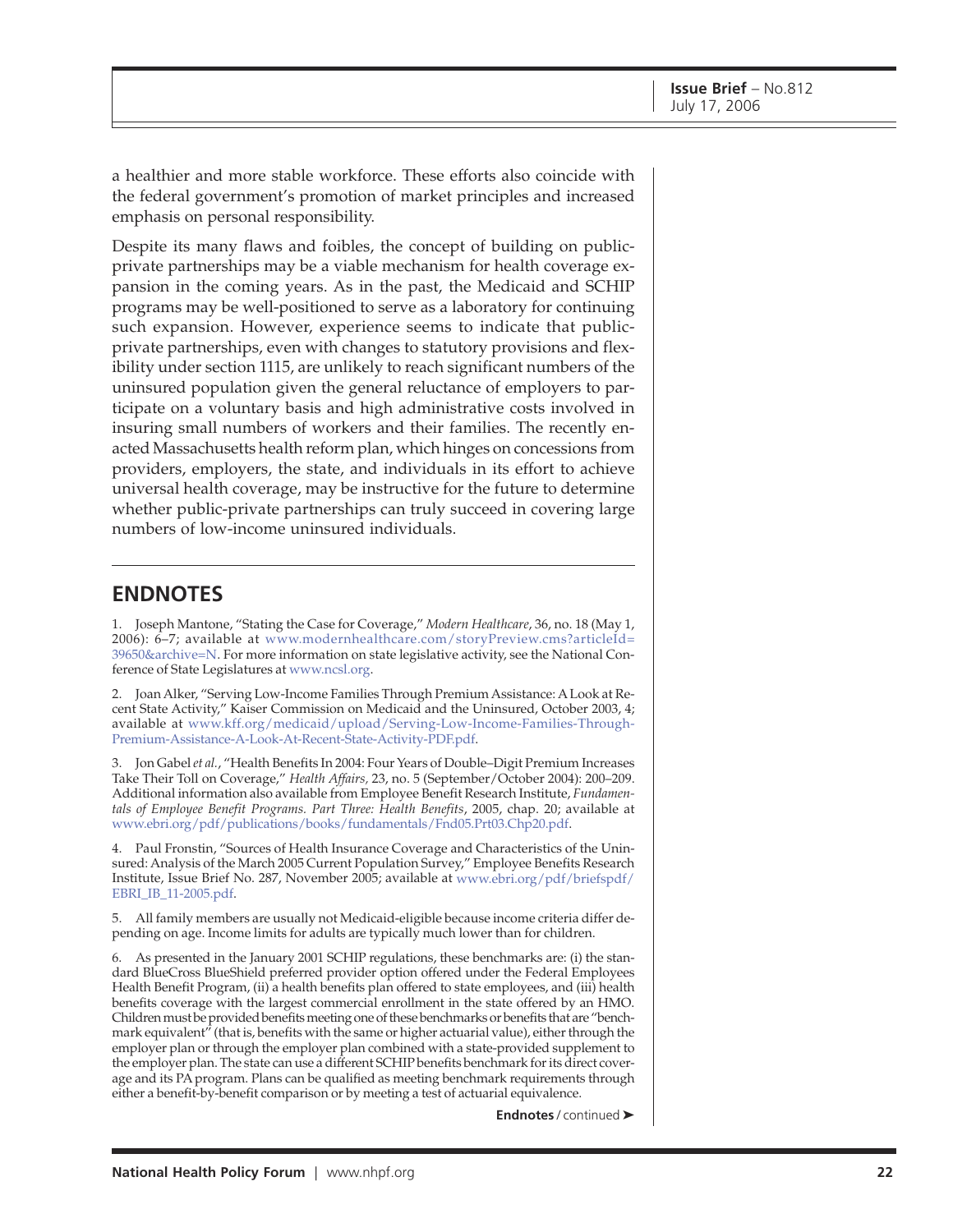a healthier and more stable workforce. These efforts also coincide with the federal government's promotion of market principles and increased emphasis on personal responsibility.

Despite its many flaws and foibles, the concept of building on public-private partnerships may be a viable mechanism for health coverage expansion in the coming years. As in the past, the Medicaid and SCHIP programs may be well-positioned to serve as a laboratory for continuing such expansion. However, experience seems to indicate that public-private partnerships, even with changes to statutory provisions and flexibility under section 1115, are unlikely to reach significant numbers of the uninsured population given the general reluctance of employers to participate on a voluntary basis and high administrative costs involved in insuring small numbers of workers and their families. The recently enacted Massachusetts health reform plan, which hinges on concessions from providers, employers, the state, and individuals in its effort to achieve universal health coverage, may be instructive for the future to determine whether public-private partnerships can truly succeed in covering large numbers of low-income uninsured individuals.

## ENDNOTES

1. Joseph Mantone, "Stating the Case for Coverage," *Modern Healthcare*, 36, no. 18 (May 1, 2006): 6–7; available at www.modernhealthcare.com/storyPreview.cms?articleId=39650&archive=N. For more information on state legislative activity, see the National Conference of State Legislatures at www.ncsl.org.

2. Joan Alker, "Serving Low-Income Families Through Premium Assistance: A Look at Recent State Activity," Kaiser Commission on Medicaid and the Uninsured, October 2003, 4; available at www.kff.org/medicaid/upload/Serving-Low-Income-Families-Through-Premium-Assistance-A-Look-At-Recent-State-Activity-PDF.pdf.

3. Jon Gabel *et al.*, "Health Benefits In 2004: Four Years of Double–Digit Premium Increases Take Their Toll on Coverage," *Health Affairs,* 23, no. 5 (September/October 2004): 200–209. Additional information also available from Employee Benefit Research Institute, *Fundamentals of Employee Benefit Programs. Part Three: Health Benefits*, 2005, chap. 20; available at www.ebri.org/pdf/publications/books/fundamentals/Fnd05.Prt03.Chp20.pdf.

4. Paul Fronstin, "Sources of Health Insurance Coverage and Characteristics of the Uninsured: Analysis of the March 2005 Current Population Survey," Employee Benefits Research Institute, Issue Brief No. 287, November 2005; available at www.ebri.org/pdf/briefspdf/EBRI_IB_11-2005.pdf.

5. All family members are usually not Medicaid-eligible because income criteria differ depending on age. Income limits for adults are typically much lower than for children.

6. As presented in the January 2001 SCHIP regulations, these benchmarks are: (i) the standard BlueCross BlueShield preferred provider option offered under the Federal Employees Health Benefit Program, (ii) a health benefits plan offered to state employees, and (iii) health benefits coverage with the largest commercial enrollment in the state offered by an HMO. Children must be provided benefits meeting one of these benchmarks or benefits that are "benchmark equivalent" (that is, benefits with the same or higher actuarial value), either through the employer plan or through the employer plan combined with a state-provided supplement to the employer plan. The state can use a different SCHIP benefits benchmark for its direct coverage and its PA program. Plans can be qualified as meeting benchmark requirements through either a benefit-by-benefit comparison or by meeting a test of actuarial equivalence.

**Endnotes** / continued ➤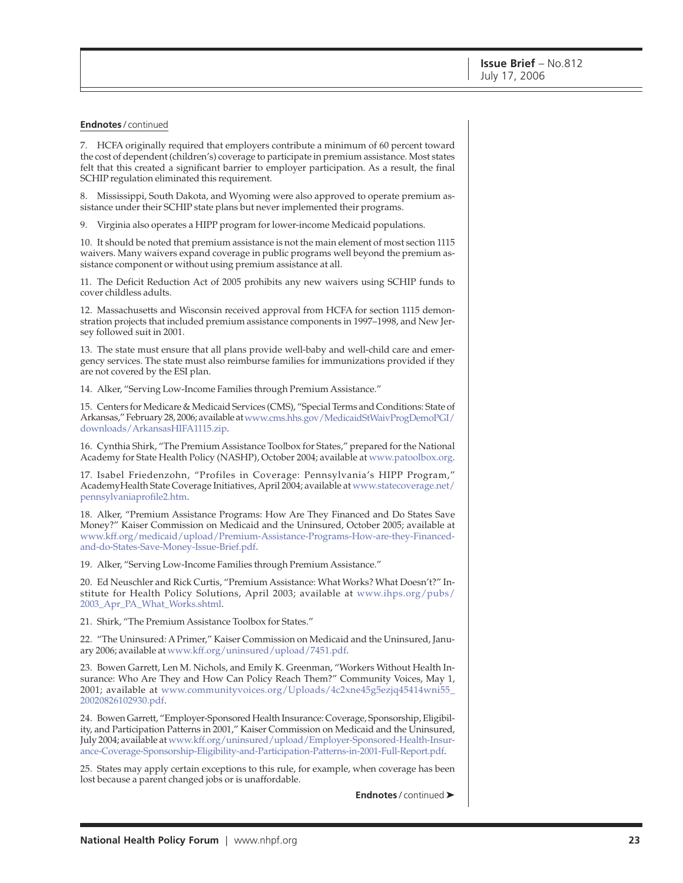**Endnotes** / continued

7. HCFA originally required that employers contribute a minimum of 60 percent toward the cost of dependent (children's) coverage to participate in premium assistance. Most states felt that this created a significant barrier to employer participation. As a result, the final SCHIP regulation eliminated this requirement.

8. Mississippi, South Dakota, and Wyoming were also approved to operate premium assistance under their SCHIP state plans but never implemented their programs.

9. Virginia also operates a HIPP program for lower-income Medicaid populations.

10. It should be noted that premium assistance is not the main element of most section 1115 waivers. Many waivers expand coverage in public programs well beyond the premium assistance component or without using premium assistance at all.

11. The Deficit Reduction Act of 2005 prohibits any new waivers using SCHIP funds to cover childless adults.

12. Massachusetts and Wisconsin received approval from HCFA for section 1115 demonstration projects that included premium assistance components in 1997–1998, and New Jersey followed suit in 2001.

13. The state must ensure that all plans provide well-baby and well-child care and emergency services. The state must also reimburse families for immunizations provided if they are not covered by the ESI plan.

14. Alker, "Serving Low-Income Families through Premium Assistance."

15. Centers for Medicare & Medicaid Services (CMS), "Special Terms and Conditions: State of Arkansas," February 28, 2006; available at www.cms.hhs.gov/MedicaidStWaivProgDemoPGI/downloads/ArkansasHIFA1115.zip.

16. Cynthia Shirk, "The Premium Assistance Toolbox for States," prepared for the National Academy for State Health Policy (NASHP), October 2004; available at www.patoolbox.org.

17. Isabel Friedenzohn, "Profiles in Coverage: Pennsylvania's HIPP Program," AcademyHealth State Coverage Initiatives, April 2004; available at www.statecoverage.net/pennsylvaniaprofile2.htm.

18. Alker, "Premium Assistance Programs: How Are They Financed and Do States Save Money?" Kaiser Commission on Medicaid and the Uninsured, October 2005; available at www.kff.org/medicaid/upload/Premium-Assistance-Programs-How-are-they-Financed-and-do-States-Save-Money-Issue-Brief.pdf.

19. Alker, "Serving Low-Income Families through Premium Assistance."

20. Ed Neuschler and Rick Curtis, "Premium Assistance: What Works? What Doesn't?" Institute for Health Policy Solutions, April 2003; available at www.ihps.org/pubs/2003_Apr_PA_What_Works.shtml.

21. Shirk, "The Premium Assistance Toolbox for States."

22. "The Uninsured: A Primer," Kaiser Commission on Medicaid and the Uninsured, January 2006; available at www.kff.org/uninsured/upload/7451.pdf.

23. Bowen Garrett, Len M. Nichols, and Emily K. Greenman, "Workers Without Health Insurance: Who Are They and How Can Policy Reach Them?" Community Voices, May 1, 2001; available at www.communityvoices.org/Uploads/4c2xne45g5ezjq45414wni55_20020826102930.pdf.

24. Bowen Garrett, "Employer-Sponsored Health Insurance: Coverage, Sponsorship, Eligibility, and Participation Patterns in 2001," Kaiser Commission on Medicaid and the Uninsured, July 2004; available at www.kff.org/uninsured/upload/Employer-Sponsored-Health-Insurance-Coverage-Sponsorship-Eligibility-and-Participation-Patterns-in-2001-Full-Report.pdf.

25. States may apply certain exceptions to this rule, for example, when coverage has been lost because a parent changed jobs or is unaffordable.

**Endnotes** / continued ➤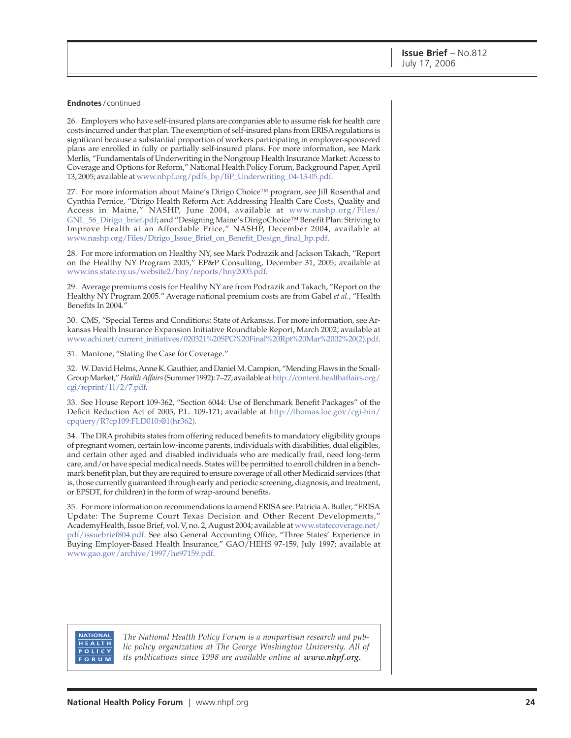**Endnotes** / continued

26. Employers who have self-insured plans are companies able to assume risk for health care costs incurred under that plan. The exemption of self-insured plans from ERISA regulations is significant because a substantial proportion of workers participating in employer-sponsored plans are enrolled in fully or partially self-insured plans. For more information, see Mark Merlis, "Fundamentals of Underwriting in the Nongroup Health Insurance Market: Access to Coverage and Options for Reform," National Health Policy Forum, Background Paper, April 13, 2005; available at www.nhpf.org/pdfs_bp/BP_Underwriting_04-13-05.pdf.

27. For more information about Maine's Dirigo Choice™ program, see Jill Rosenthal and Cynthia Pernice, "Dirigo Health Reform Act: Addressing Health Care Costs, Quality and Access in Maine," NASHP, June 2004, available at www.nashp.org/Files/GNL_56_Dirigo_brief.pdf; and "Designing Maine's DirigoChoice™ Benefit Plan: Striving to Improve Health at an Affordable Price," NASHP, December 2004, available at www.nashp.org/Files/Dirigo_Issue_Brief_on_Benefit_Design_final_hp.pdf.

28. For more information on Healthy NY, see Mark Podrazik and Jackson Takach, "Report on the Healthy NY Program 2005," EP&P Consulting, December 31, 2005; available at www.ins.state.ny.us/website2/hny/reports/hny2005.pdf.

29. Average premiums costs for Healthy NY are from Podrazik and Takach, "Report on the Healthy NY Program 2005." Average national premium costs are from Gabel *et al.*, "Health Benefits In 2004."

30. CMS, "Special Terms and Conditions: State of Arkansas. For more information, see Arkansas Health Insurance Expansion Initiative Roundtable Report, March 2002; available at www.achi.net/current_initiatives/020321%20SPG%20Final%20Rpt%20Mar%2002%20(2).pdf.

31. Mantone, "Stating the Case for Coverage."

32. W. David Helms, Anne K. Gauthier, and Daniel M. Campion, "Mending Flaws in the Small-Group Market," *Health Affairs* (Summer 1992): 7–27; available at http://content.healthaffairs.org/cgi/reprint/11/2/7.pdf.

33. See House Report 109-362, "Section 6044: Use of Benchmark Benefit Packages" of the Deficit Reduction Act of 2005, P.L. 109-171; available at http://thomas.loc.gov/cgi-bin/cpquery/R?cp109:FLD010:@1(hr362).

34. The DRA prohibits states from offering reduced benefits to mandatory eligibility groups of pregnant women, certain low-income parents, individuals with disabilities, dual eligibles, and certain other aged and disabled individuals who are medically frail, need long-term care, and/or have special medical needs. States will be permitted to enroll children in a benchmark benefit plan, but they are required to ensure coverage of all other Medicaid services (that is, those currently guaranteed through early and periodic screening, diagnosis, and treatment, or EPSDT, for children) in the form of wrap-around benefits.

35. For more information on recommendations to amend ERISA see: Patricia A. Butler, "ERISA Update: The Supreme Court Texas Decision and Other Recent Developments," AcademyHealth, Issue Brief, vol. V, no. 2, August 2004; available at www.statecoverage.net/pdf/issuebrief804.pdf. See also General Accounting Office, "Three States' Experience in Buying Employer-Based Health Insurance," GAO/HEHS 97-159, July 1997; available at www.gao.gov/archive/1997/he97159.pdf.

NATIONAL HEALTH POLICY FORUM

*The National Health Policy Forum is a nonpartisan research and public policy organization at The George Washington University. All of its publications since 1998 are available online at* ***www.nhpf.org.***